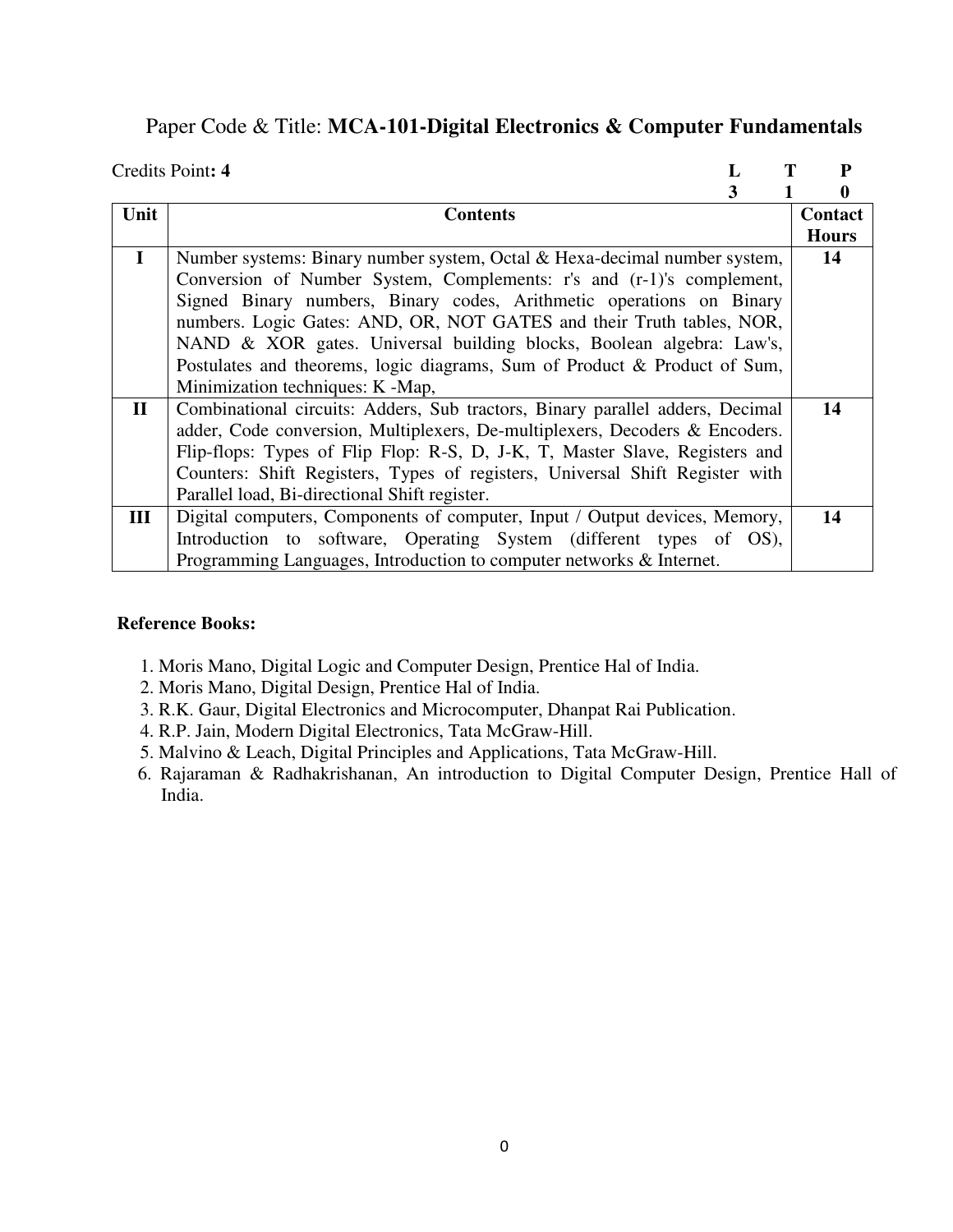## Paper Code & Title: **MCA-101-Digital Electronics & Computer Fundamentals**

Credits Point**: 4**

| **L** | **T** | **P** |
|---|---|---|
| **3** | **1** | **0** |

| Unit | Contents | Contact Hours |
|---|---|---|
| **I** | Number systems: Binary number system, Octal & Hexa-decimal number system, Conversion of Number System, Complements: r's and (r-1)'s complement, Signed Binary numbers, Binary codes, Arithmetic operations on Binary numbers. Logic Gates: AND, OR, NOT GATES and their Truth tables, NOR, NAND & XOR gates. Universal building blocks, Boolean algebra: Law's, Postulates and theorems, logic diagrams, Sum of Product & Product of Sum, Minimization techniques: K -Map, | **14** |
| **II** | Combinational circuits: Adders, Sub tractors, Binary parallel adders, Decimal adder, Code conversion, Multiplexers, De-multiplexers, Decoders & Encoders. Flip-flops: Types of Flip Flop: R-S, D, J-K, T, Master Slave, Registers and Counters: Shift Registers, Types of registers, Universal Shift Register with Parallel load, Bi-directional Shift register. | **14** |
| **III** | Digital computers, Components of computer, Input / Output devices, Memory, Introduction to software, Operating System (different types of OS), Programming Languages, Introduction to computer networks & Internet. | **14** |

**Reference Books:**

1. Moris Mano, Digital Logic and Computer Design, Prentice Hal of India.
2. Moris Mano, Digital Design, Prentice Hal of India.
3. R.K. Gaur, Digital Electronics and Microcomputer, Dhanpat Rai Publication.
4. R.P. Jain, Modern Digital Electronics, Tata McGraw-Hill.
5. Malvino & Leach, Digital Principles and Applications, Tata McGraw-Hill.
6. Rajaraman & Radhakrishanan, An introduction to Digital Computer Design, Prentice Hall of India.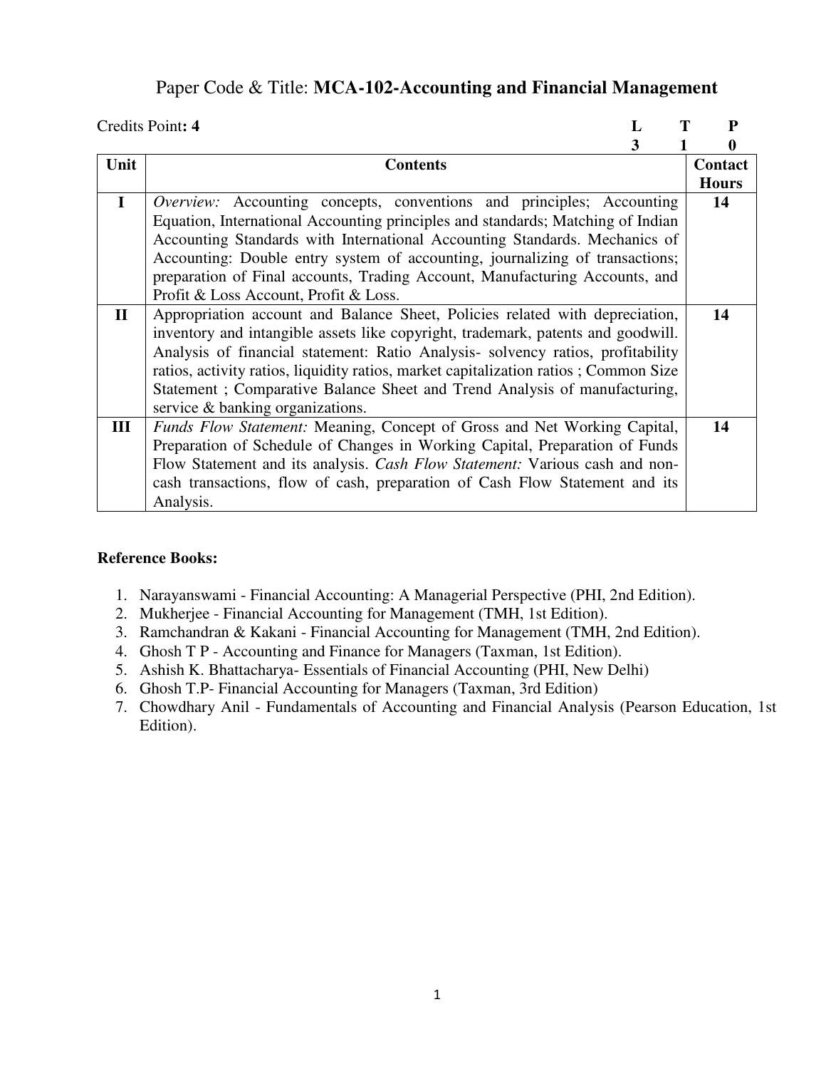# Paper Code & Title: **MCA-102-Accounting and Financial Management**

Credits Point**: 4**

| L | T | P |
|---|---|---|
| 3 | 1 | 0 |

| Unit | Contents | Contact Hours |
|---|---|---|
| **I** | *Overview:* Accounting concepts, conventions and principles; Accounting Equation, International Accounting principles and standards; Matching of Indian Accounting Standards with International Accounting Standards. Mechanics of Accounting: Double entry system of accounting, journalizing of transactions; preparation of Final accounts, Trading Account, Manufacturing Accounts, and Profit & Loss Account, Profit & Loss. | **14** |
| **II** | Appropriation account and Balance Sheet, Policies related with depreciation, inventory and intangible assets like copyright, trademark, patents and goodwill. Analysis of financial statement: Ratio Analysis- solvency ratios, profitability ratios, activity ratios, liquidity ratios, market capitalization ratios ; Common Size Statement ; Comparative Balance Sheet and Trend Analysis of manufacturing, service & banking organizations. | **14** |
| **III** | *Funds Flow Statement:* Meaning, Concept of Gross and Net Working Capital, Preparation of Schedule of Changes in Working Capital, Preparation of Funds Flow Statement and its analysis. *Cash Flow Statement:* Various cash and non-cash transactions, flow of cash, preparation of Cash Flow Statement and its Analysis. | **14** |

**Reference Books:**

1. Narayanswami - Financial Accounting: A Managerial Perspective (PHI, 2nd Edition).
2. Mukherjee - Financial Accounting for Management (TMH, 1st Edition).
3. Ramchandran & Kakani - Financial Accounting for Management (TMH, 2nd Edition).
4. Ghosh T P - Accounting and Finance for Managers (Taxman, 1st Edition).
5. Ashish K. Bhattacharya- Essentials of Financial Accounting (PHI, New Delhi)
6. Ghosh T.P- Financial Accounting for Managers (Taxman, 3rd Edition)
7. Chowdhary Anil - Fundamentals of Accounting and Financial Analysis (Pearson Education, 1st Edition).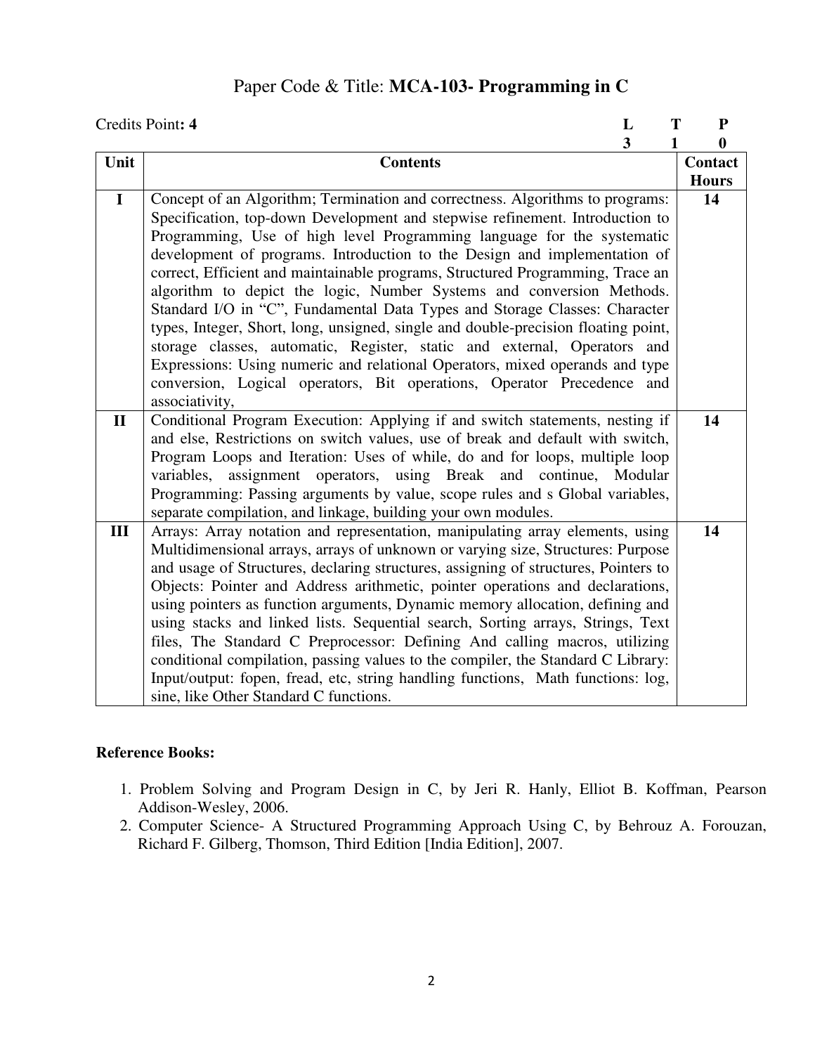# Paper Code & Title: **MCA-103- Programming in C**

Credits Point**: 4**

| L | T | P |
|---|---|---|
| 3 | 1 | 0 |

| Unit | Contents | Contact Hours |
|---|---|---|
| **I** | Concept of an Algorithm; Termination and correctness. Algorithms to programs: Specification, top-down Development and stepwise refinement. Introduction to Programming, Use of high level Programming language for the systematic development of programs. Introduction to the Design and implementation of correct, Efficient and maintainable programs, Structured Programming, Trace an algorithm to depict the logic, Number Systems and conversion Methods. Standard I/O in "C", Fundamental Data Types and Storage Classes: Character types, Integer, Short, long, unsigned, single and double-precision floating point, storage classes, automatic, Register, static and external, Operators and Expressions: Using numeric and relational Operators, mixed operands and type conversion, Logical operators, Bit operations, Operator Precedence and associativity, | **14** |
| **II** | Conditional Program Execution: Applying if and switch statements, nesting if and else, Restrictions on switch values, use of break and default with switch, Program Loops and Iteration: Uses of while, do and for loops, multiple loop variables, assignment operators, using Break and continue, Modular Programming: Passing arguments by value, scope rules and s Global variables, separate compilation, and linkage, building your own modules. | **14** |
| **III** | Arrays: Array notation and representation, manipulating array elements, using Multidimensional arrays, arrays of unknown or varying size, Structures: Purpose and usage of Structures, declaring structures, assigning of structures, Pointers to Objects: Pointer and Address arithmetic, pointer operations and declarations, using pointers as function arguments, Dynamic memory allocation, defining and using stacks and linked lists. Sequential search, Sorting arrays, Strings, Text files, The Standard C Preprocessor: Defining And calling macros, utilizing conditional compilation, passing values to the compiler, the Standard C Library: Input/output: fopen, fread, etc, string handling functions, Math functions: log, sine, like Other Standard C functions. | **14** |

**Reference Books:**

1. Problem Solving and Program Design in C, by Jeri R. Hanly, Elliot B. Koffman, Pearson Addison-Wesley, 2006.
2. Computer Science- A Structured Programming Approach Using C, by Behrouz A. Forouzan, Richard F. Gilberg, Thomson, Third Edition [India Edition], 2007.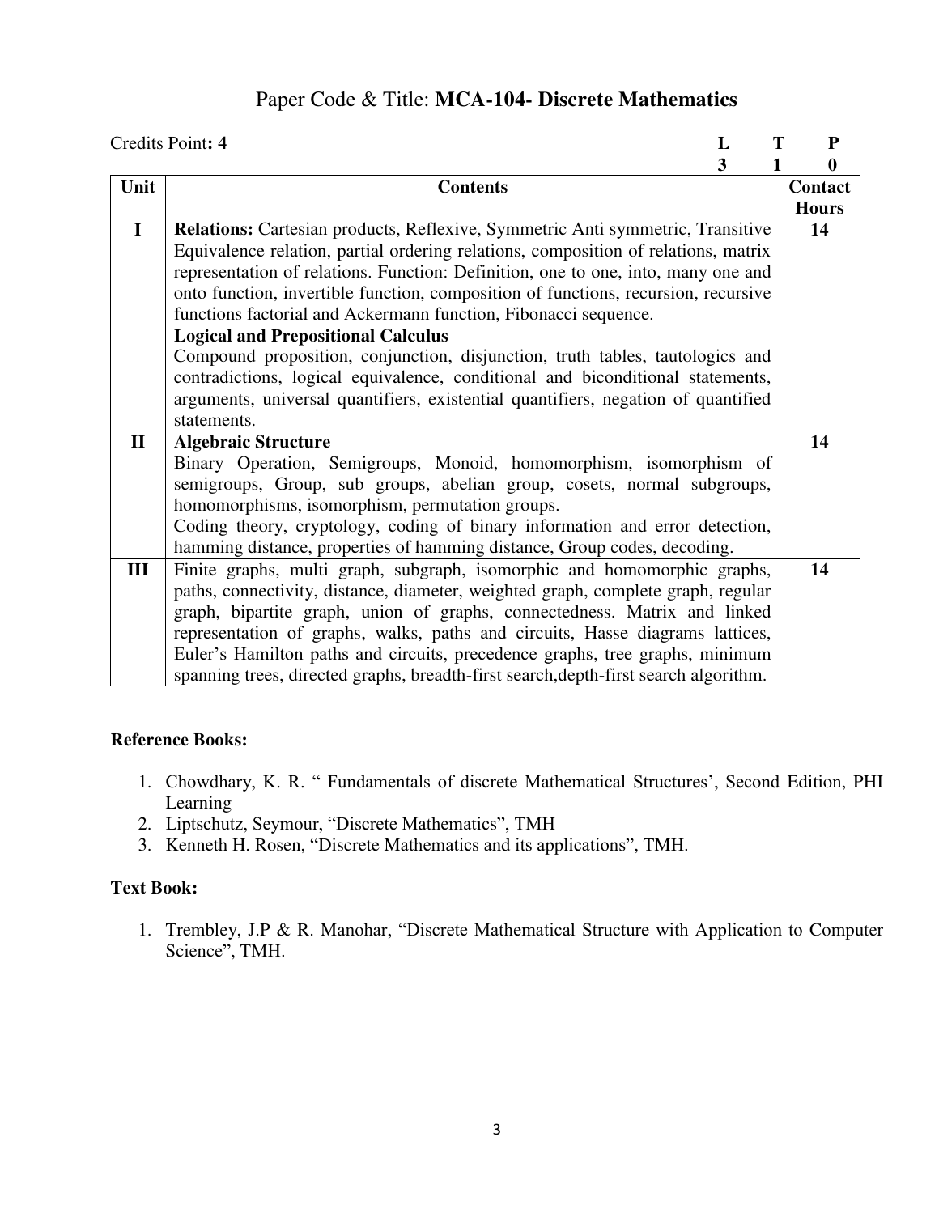# Paper Code & Title: **MCA-104- Discrete Mathematics**

Credits Point**: 4**

| L | T | P |
|---|---|---|
| 3 | 1 | 0 |

| Unit | Contents | Contact Hours |
|---|---|---|
| **I** | **Relations:** Cartesian products, Reflexive, Symmetric Anti symmetric, Transitive Equivalence relation, partial ordering relations, composition of relations, matrix representation of relations. Function: Definition, one to one, into, many one and onto function, invertible function, composition of functions, recursion, recursive functions factorial and Ackermann function, Fibonacci sequence. **Logical and Prepositional Calculus** Compound proposition, conjunction, disjunction, truth tables, tautologics and contradictions, logical equivalence, conditional and biconditional statements, arguments, universal quantifiers, existential quantifiers, negation of quantified statements. | **14** |
| **II** | **Algebraic Structure** Binary Operation, Semigroups, Monoid, homomorphism, isomorphism of semigroups, Group, sub groups, abelian group, cosets, normal subgroups, homomorphisms, isomorphism, permutation groups. Coding theory, cryptology, coding of binary information and error detection, hamming distance, properties of hamming distance, Group codes, decoding. | **14** |
| **III** | Finite graphs, multi graph, subgraph, isomorphic and homomorphic graphs, paths, connectivity, distance, diameter, weighted graph, complete graph, regular graph, bipartite graph, union of graphs, connectedness. Matrix and linked representation of graphs, walks, paths and circuits, Hasse diagrams lattices, Euler's Hamilton paths and circuits, precedence graphs, tree graphs, minimum spanning trees, directed graphs, breadth-first search,depth-first search algorithm. | **14** |

**Reference Books:**

1. Chowdhary, K. R. " Fundamentals of discrete Mathematical Structures', Second Edition, PHI Learning
2. Liptschutz, Seymour, "Discrete Mathematics", TMH
3. Kenneth H. Rosen, "Discrete Mathematics and its applications", TMH.

**Text Book:**

1. Trembley, J.P & R. Manohar, "Discrete Mathematical Structure with Application to Computer Science", TMH.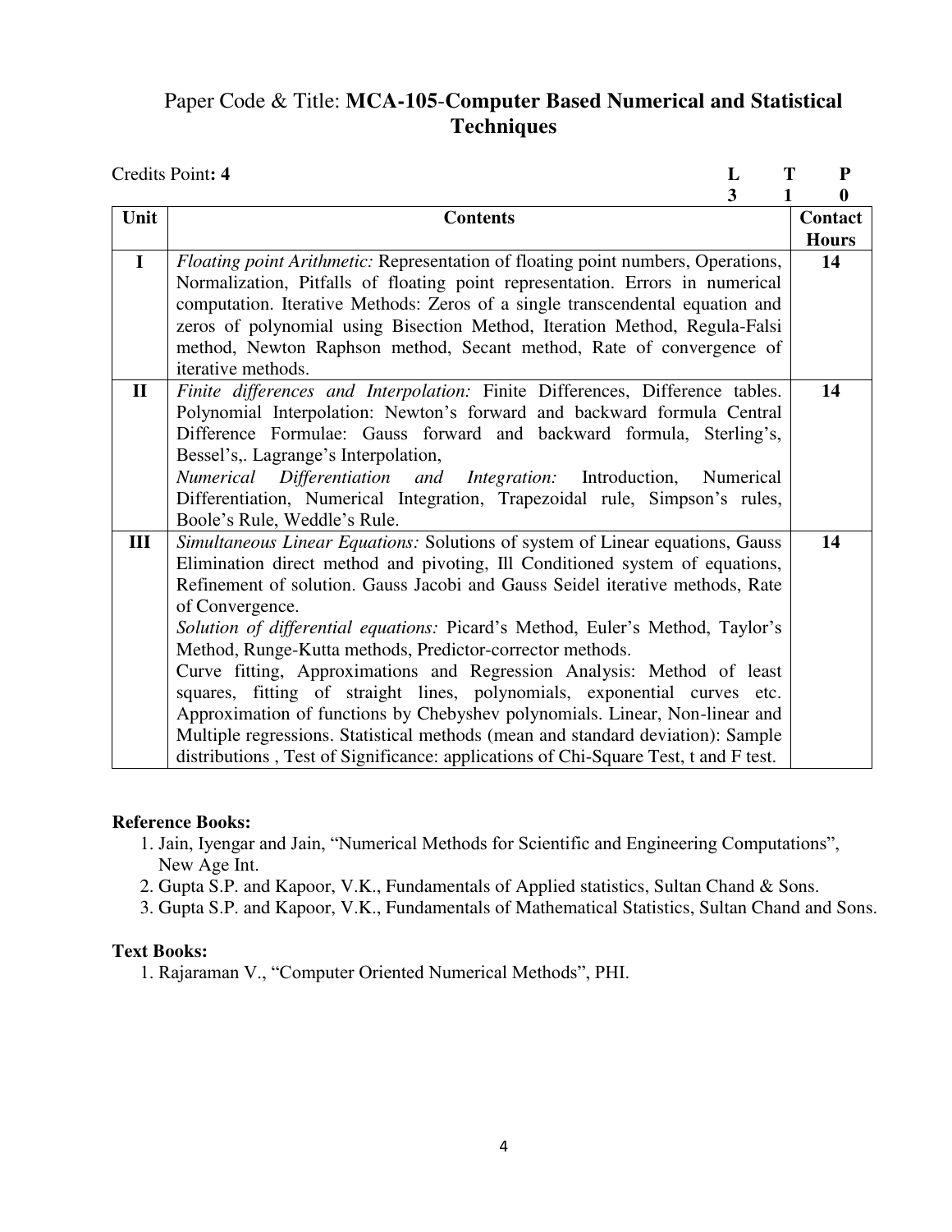## Paper Code & Title: **MCA-105-Computer Based Numerical and Statistical Techniques**

Credits Point: **4**

| L | T | P |
|---|---|---|
| 3 | 1 | 0 |

| Unit | Contents | Contact Hours |
|---|---|---|
| I | *Floating point Arithmetic:* Representation of floating point numbers, Operations, Normalization, Pitfalls of floating point representation. Errors in numerical computation. Iterative Methods: Zeros of a single transcendental equation and zeros of polynomial using Bisection Method, Iteration Method, Regula-Falsi method, Newton Raphson method, Secant method, Rate of convergence of iterative methods. | 14 |
| II | *Finite differences and Interpolation:* Finite Differences, Difference tables. Polynomial Interpolation: Newton's forward and backward formula Central Difference Formulae: Gauss forward and backward formula, Sterling's, Bessel's,. Lagrange's Interpolation, *Numerical Differentiation and Integration:* Introduction, Numerical Differentiation, Numerical Integration, Trapezoidal rule, Simpson's rules, Boole's Rule, Weddle's Rule. | 14 |
| III | *Simultaneous Linear Equations:* Solutions of system of Linear equations, Gauss Elimination direct method and pivoting, Ill Conditioned system of equations, Refinement of solution. Gauss Jacobi and Gauss Seidel iterative methods, Rate of Convergence. *Solution of differential equations:* Picard's Method, Euler's Method, Taylor's Method, Runge-Kutta methods, Predictor-corrector methods. Curve fitting, Approximations and Regression Analysis: Method of least squares, fitting of straight lines, polynomials, exponential curves etc. Approximation of functions by Chebyshev polynomials. Linear, Non-linear and Multiple regressions. Statistical methods (mean and standard deviation): Sample distributions , Test of Significance: applications of Chi-Square Test, t and F test. | 14 |

**Reference Books:**

1. Jain, Iyengar and Jain, "Numerical Methods for Scientific and Engineering Computations", New Age Int.
2. Gupta S.P. and Kapoor, V.K., Fundamentals of Applied statistics, Sultan Chand & Sons.
3. Gupta S.P. and Kapoor, V.K., Fundamentals of Mathematical Statistics, Sultan Chand and Sons.

**Text Books:**

1. Rajaraman V., "Computer Oriented Numerical Methods", PHI.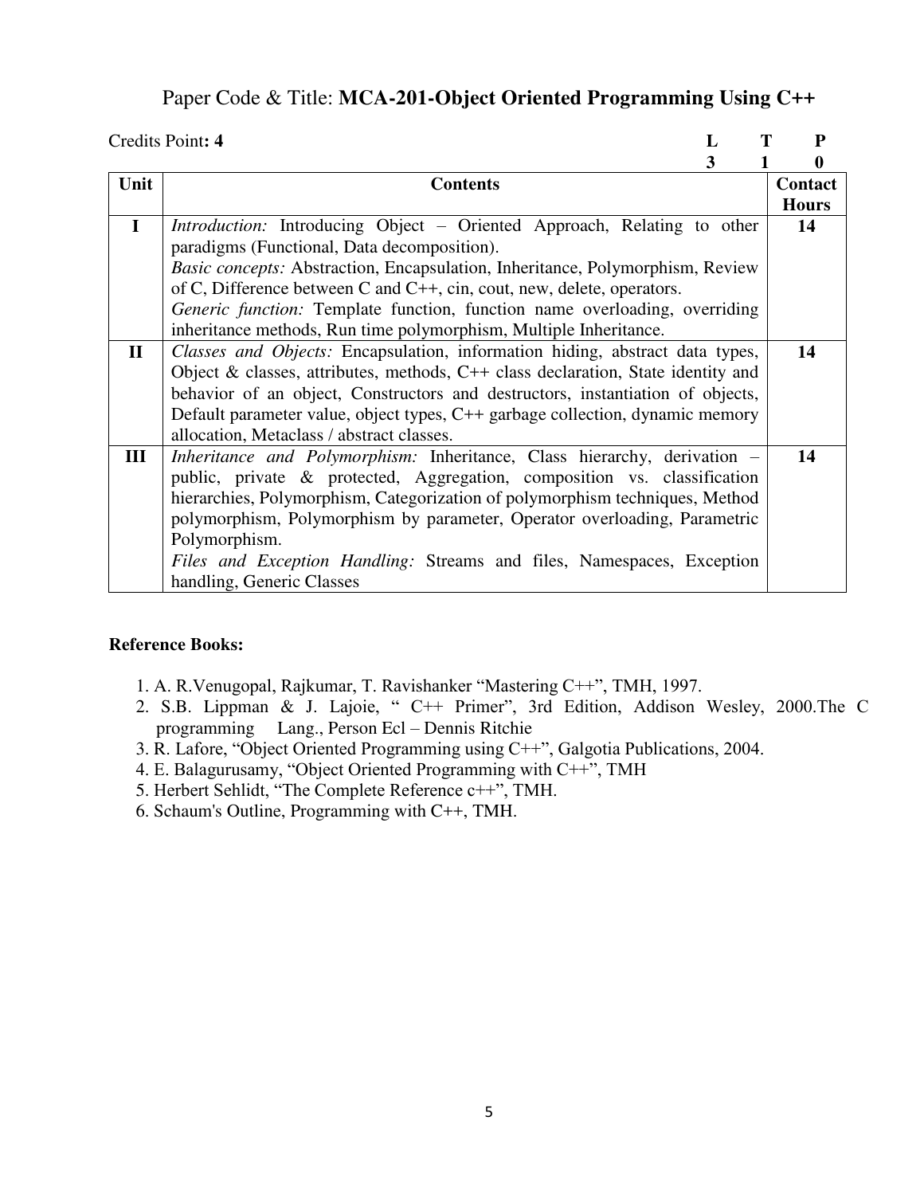# Paper Code & Title: **MCA-201-Object Oriented Programming Using C++**

Credits Point**: 4**

| L | T | P |
|---|---|---|
| 3 | 1 | 0 |

| Unit | Contents | Contact Hours |
|---|---|---|
| **I** | *Introduction:* Introducing Object – Oriented Approach, Relating to other paradigms (Functional, Data decomposition). *Basic concepts:* Abstraction, Encapsulation, Inheritance, Polymorphism, Review of C, Difference between C and C++, cin, cout, new, delete, operators. *Generic function:* Template function, function name overloading, overriding inheritance methods, Run time polymorphism, Multiple Inheritance. | **14** |
| **II** | *Classes and Objects:* Encapsulation, information hiding, abstract data types, Object & classes, attributes, methods, C++ class declaration, State identity and behavior of an object, Constructors and destructors, instantiation of objects, Default parameter value, object types, C++ garbage collection, dynamic memory allocation, Metaclass / abstract classes. | **14** |
| **III** | *Inheritance and Polymorphism:* Inheritance, Class hierarchy, derivation – public, private & protected, Aggregation, composition vs. classification hierarchies, Polymorphism, Categorization of polymorphism techniques, Method polymorphism, Polymorphism by parameter, Operator overloading, Parametric Polymorphism. *Files and Exception Handling:* Streams and files, Namespaces, Exception handling, Generic Classes | **14** |

**Reference Books:**

1. A. R.Venugopal, Rajkumar, T. Ravishanker "Mastering C++", TMH, 1997.
2. S.B. Lippman & J. Lajoie, " C++ Primer", 3rd Edition, Addison Wesley, 2000.The C programming Lang., Person Ecl – Dennis Ritchie
3. R. Lafore, "Object Oriented Programming using C++", Galgotia Publications, 2004.
4. E. Balagurusamy, "Object Oriented Programming with C++", TMH
5. Herbert Sehlidt, "The Complete Reference c++", TMH.
6. Schaum's Outline, Programming with C++, TMH.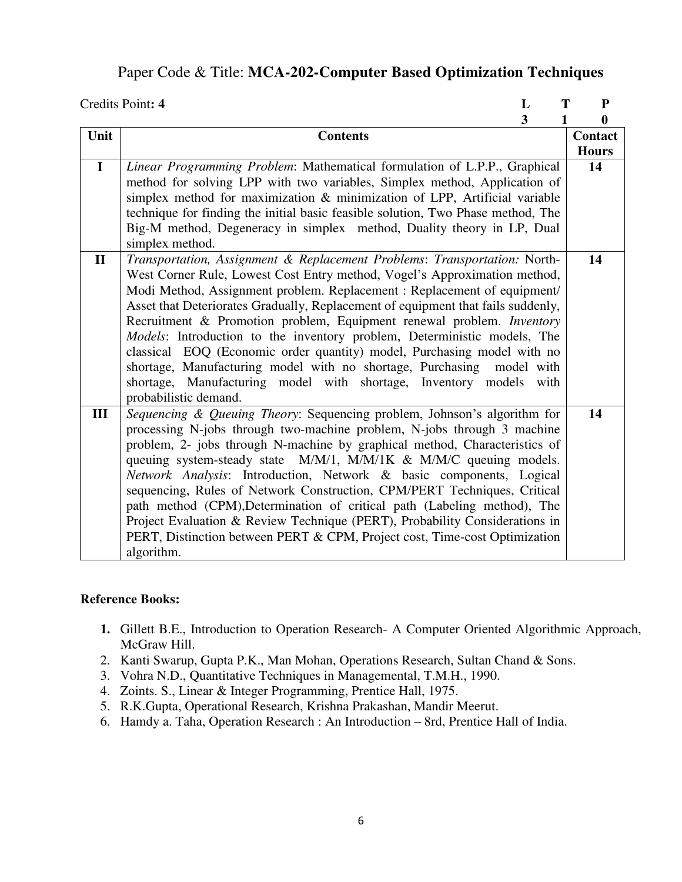## Paper Code & Title: **MCA-202-Computer Based Optimization Techniques**

Credits Point**: 4**

| L | T | P |
|---|---|---|
| 3 | 1 | 0 |

| Unit | Contents | Contact Hours |
|---|---|---|
| **I** | *Linear Programming Problem*: Mathematical formulation of L.P.P., Graphical method for solving LPP with two variables, Simplex method, Application of simplex method for maximization & minimization of LPP, Artificial variable technique for finding the initial basic feasible solution, Two Phase method, The Big-M method, Degeneracy in simplex method, Duality theory in LP, Dual simplex method. | **14** |
| **II** | *Transportation, Assignment & Replacement Problems*: *Transportation:* North-West Corner Rule, Lowest Cost Entry method, Vogel's Approximation method, Modi Method, Assignment problem. Replacement : Replacement of equipment/ Asset that Deteriorates Gradually, Replacement of equipment that fails suddenly, Recruitment & Promotion problem, Equipment renewal problem. *Inventory Models*: Introduction to the inventory problem, Deterministic models, The classical EOQ (Economic order quantity) model, Purchasing model with no shortage, Manufacturing model with no shortage, Purchasing model with shortage, Manufacturing model with shortage, Inventory models with probabilistic demand. | **14** |
| **III** | *Sequencing & Queuing Theory*: Sequencing problem, Johnson's algorithm for processing N-jobs through two-machine problem, N-jobs through 3 machine problem, 2- jobs through N-machine by graphical method, Characteristics of queuing system-steady state M/M/1, M/M/1K & M/M/C queuing models. *Network Analysis*: Introduction, Network & basic components, Logical sequencing, Rules of Network Construction, CPM/PERT Techniques, Critical path method (CPM),Determination of critical path (Labeling method), The Project Evaluation & Review Technique (PERT), Probability Considerations in PERT, Distinction between PERT & CPM, Project cost, Time-cost Optimization algorithm. | **14** |

**Reference Books:**

1. Gillett B.E., Introduction to Operation Research- A Computer Oriented Algorithmic Approach, McGraw Hill.
2. Kanti Swarup, Gupta P.K., Man Mohan, Operations Research, Sultan Chand & Sons.
3. Vohra N.D., Quantitative Techniques in Managemental, T.M.H., 1990.
4. Zoints. S., Linear & Integer Programming, Prentice Hall, 1975.
5. R.K.Gupta, Operational Research, Krishna Prakashan, Mandir Meerut.
6. Hamdy a. Taha, Operation Research : An Introduction – 8rd, Prentice Hall of India.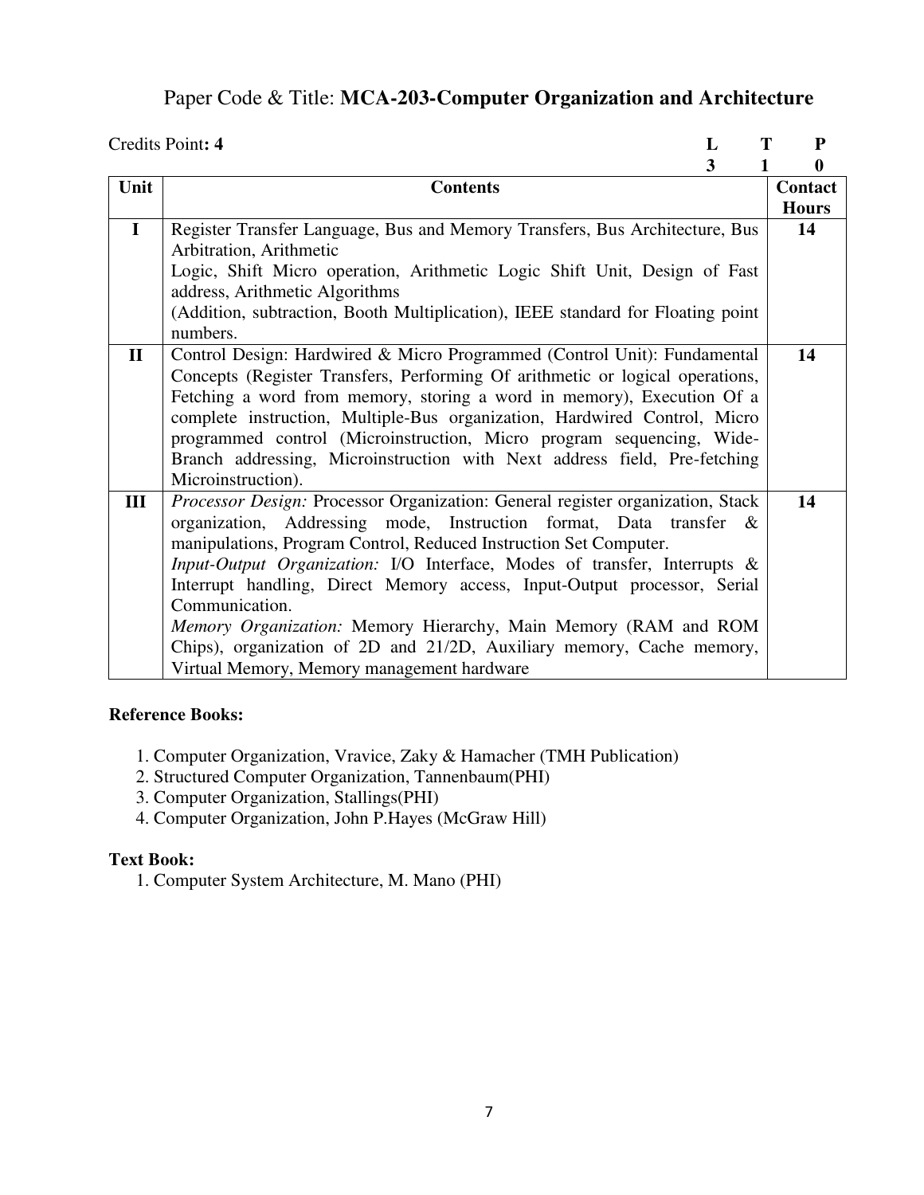## Paper Code & Title: **MCA-203-Computer Organization and Architecture**

Credits Point: **4**

| L | T | P |
|---|---|---|
| 3 | 1 | 0 |

| Unit | Contents | Contact Hours |
|---|---|---|
| I | Register Transfer Language, Bus and Memory Transfers, Bus Architecture, Bus Arbitration, Arithmetic Logic, Shift Micro operation, Arithmetic Logic Shift Unit, Design of Fast address, Arithmetic Algorithms (Addition, subtraction, Booth Multiplication), IEEE standard for Floating point numbers. | 14 |
| II | Control Design: Hardwired & Micro Programmed (Control Unit): Fundamental Concepts (Register Transfers, Performing Of arithmetic or logical operations, Fetching a word from memory, storing a word in memory), Execution Of a complete instruction, Multiple-Bus organization, Hardwired Control, Micro programmed control (Microinstruction, Micro program sequencing, Wide-Branch addressing, Microinstruction with Next address field, Pre-fetching Microinstruction). | 14 |
| III | *Processor Design:* Processor Organization: General register organization, Stack organization, Addressing mode, Instruction format, Data transfer & manipulations, Program Control, Reduced Instruction Set Computer. *Input-Output Organization:* I/O Interface, Modes of transfer, Interrupts & Interrupt handling, Direct Memory access, Input-Output processor, Serial Communication. *Memory Organization:* Memory Hierarchy, Main Memory (RAM and ROM Chips), organization of 2D and 21/2D, Auxiliary memory, Cache memory, Virtual Memory, Memory management hardware | 14 |

**Reference Books:**

1. Computer Organization, Vravice, Zaky & Hamacher (TMH Publication)
2. Structured Computer Organization, Tannenbaum(PHI)
3. Computer Organization, Stallings(PHI)
4. Computer Organization, John P.Hayes (McGraw Hill)

**Text Book:**

1. Computer System Architecture, M. Mano (PHI)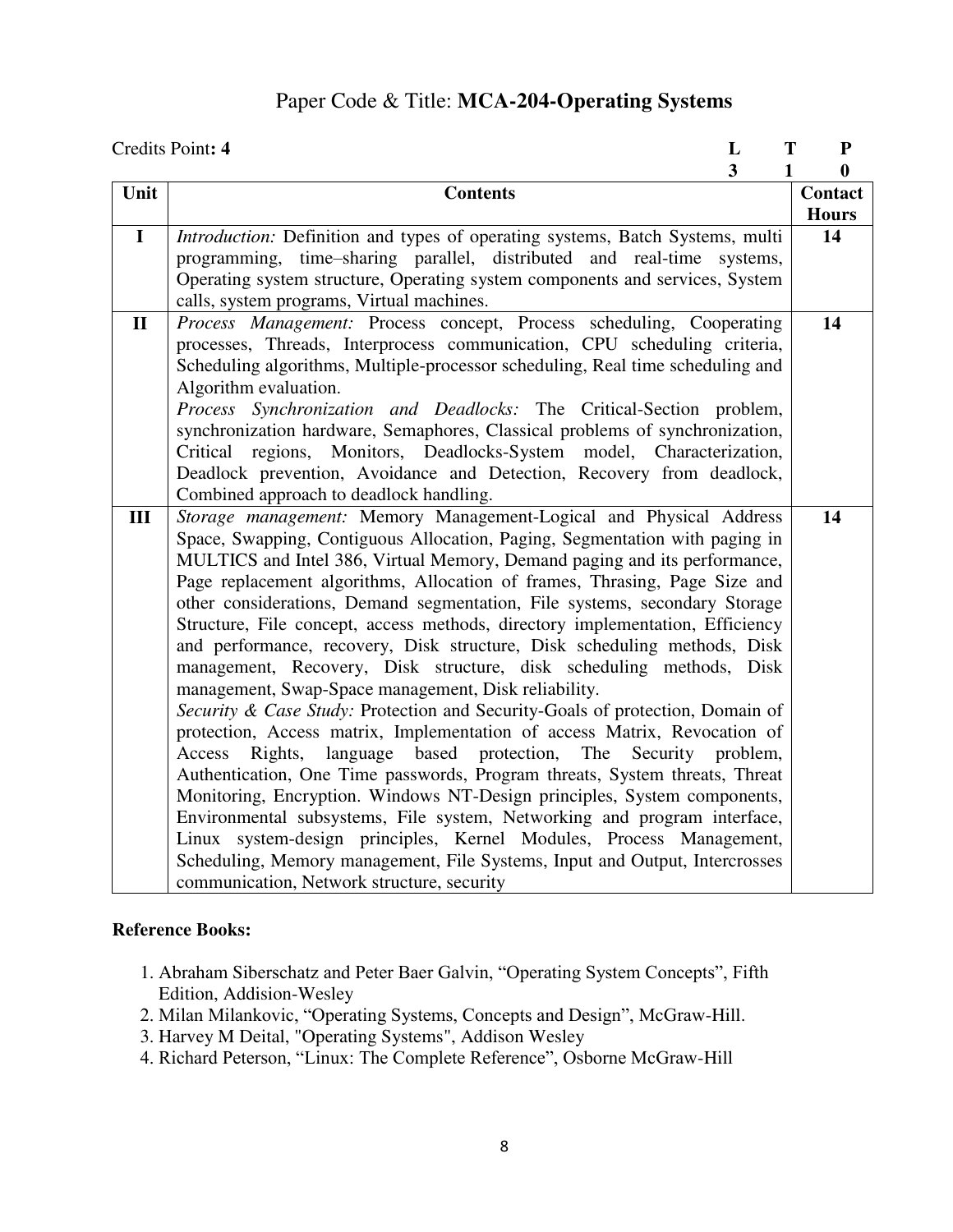# Paper Code & Title: **MCA-204-Operating Systems**

Credits Point**: 4**

| L | T | P |
|---|---|---|
| 3 | 1 | 0 |

| Unit | Contents | Contact Hours |
|---|---|---|
| I | *Introduction:* Definition and types of operating systems, Batch Systems, multi programming, time–sharing parallel, distributed and real-time systems, Operating system structure, Operating system components and services, System calls, system programs, Virtual machines. | 14 |
| II | *Process Management:* Process concept, Process scheduling, Cooperating processes, Threads, Interprocess communication, CPU scheduling criteria, Scheduling algorithms, Multiple-processor scheduling, Real time scheduling and Algorithm evaluation.<br>*Process Synchronization and Deadlocks:* The Critical-Section problem, synchronization hardware, Semaphores, Classical problems of synchronization, Critical regions, Monitors, Deadlocks-System model, Characterization, Deadlock prevention, Avoidance and Detection, Recovery from deadlock, Combined approach to deadlock handling. | 14 |
| III | *Storage management:* Memory Management-Logical and Physical Address Space, Swapping, Contiguous Allocation, Paging, Segmentation with paging in MULTICS and Intel 386, Virtual Memory, Demand paging and its performance, Page replacement algorithms, Allocation of frames, Thrasing, Page Size and other considerations, Demand segmentation, File systems, secondary Storage Structure, File concept, access methods, directory implementation, Efficiency and performance, recovery, Disk structure, Disk scheduling methods, Disk management, Recovery, Disk structure, disk scheduling methods, Disk management, Swap-Space management, Disk reliability.<br>*Security & Case Study:* Protection and Security-Goals of protection, Domain of protection, Access matrix, Implementation of access Matrix, Revocation of Access Rights, language based protection, The Security problem, Authentication, One Time passwords, Program threats, System threats, Threat Monitoring, Encryption. Windows NT-Design principles, System components, Environmental subsystems, File system, Networking and program interface, Linux system-design principles, Kernel Modules, Process Management, Scheduling, Memory management, File Systems, Input and Output, Intercrosses communication, Network structure, security | 14 |

**Reference Books:**

1. Abraham Siberschatz and Peter Baer Galvin, "Operating System Concepts", Fifth Edition, Addision-Wesley
2. Milan Milankovic, "Operating Systems, Concepts and Design", McGraw-Hill.
3. Harvey M Deital, "Operating Systems", Addison Wesley
4. Richard Peterson, "Linux: The Complete Reference", Osborne McGraw-Hill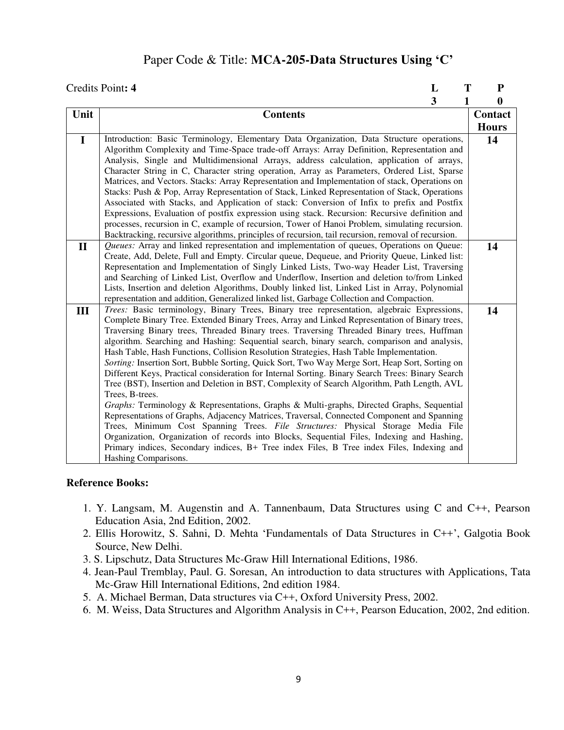# Paper Code & Title: **MCA-205-Data Structures Using 'C'**

Credits Point**: 4**

| L | T | P |
|---|---|---|
| 3 | 1 | 0 |

| Unit | Contents | Contact Hours |
|---|---|---|
| I | Introduction: Basic Terminology, Elementary Data Organization, Data Structure operations, Algorithm Complexity and Time-Space trade-off Arrays: Array Definition, Representation and Analysis, Single and Multidimensional Arrays, address calculation, application of arrays, Character String in C, Character string operation, Array as Parameters, Ordered List, Sparse Matrices, and Vectors. Stacks: Array Representation and Implementation of stack, Operations on Stacks: Push & Pop, Array Representation of Stack, Linked Representation of Stack, Operations Associated with Stacks, and Application of stack: Conversion of Infix to prefix and Postfix Expressions, Evaluation of postfix expression using stack. Recursion: Recursive definition and processes, recursion in C, example of recursion, Tower of Hanoi Problem, simulating recursion. Backtracking, recursive algorithms, principles of recursion, tail recursion, removal of recursion. | 14 |
| II | *Queues:* Array and linked representation and implementation of queues, Operations on Queue: Create, Add, Delete, Full and Empty. Circular queue, Dequeue, and Priority Queue, Linked list: Representation and Implementation of Singly Linked Lists, Two-way Header List, Traversing and Searching of Linked List, Overflow and Underflow, Insertion and deletion to/from Linked Lists, Insertion and deletion Algorithms, Doubly linked list, Linked List in Array, Polynomial representation and addition, Generalized linked list, Garbage Collection and Compaction. | 14 |
| III | *Trees:* Basic terminology, Binary Trees, Binary tree representation, algebraic Expressions, Complete Binary Tree. Extended Binary Trees, Array and Linked Representation of Binary trees, Traversing Binary trees, Threaded Binary trees. Traversing Threaded Binary trees, Huffman algorithm. Searching and Hashing: Sequential search, binary search, comparison and analysis, Hash Table, Hash Functions, Collision Resolution Strategies, Hash Table Implementation. *Sorting:* Insertion Sort, Bubble Sorting, Quick Sort, Two Way Merge Sort, Heap Sort, Sorting on Different Keys, Practical consideration for Internal Sorting. Binary Search Trees: Binary Search Tree (BST), Insertion and Deletion in BST, Complexity of Search Algorithm, Path Length, AVL Trees, B-trees. *Graphs:* Terminology & Representations, Graphs & Multi-graphs, Directed Graphs, Sequential Representations of Graphs, Adjacency Matrices, Traversal, Connected Component and Spanning Trees, Minimum Cost Spanning Trees. *File Structures:* Physical Storage Media File Organization, Organization of records into Blocks, Sequential Files, Indexing and Hashing, Primary indices, Secondary indices, B+ Tree index Files, B Tree index Files, Indexing and Hashing Comparisons. | 14 |

**Reference Books:**

1. Y. Langsam, M. Augenstin and A. Tannenbaum, Data Structures using C and C++, Pearson Education Asia, 2nd Edition, 2002.
2. Ellis Horowitz, S. Sahni, D. Mehta 'Fundamentals of Data Structures in C++', Galgotia Book Source, New Delhi.
3. S. Lipschutz, Data Structures Mc-Graw Hill International Editions, 1986.
4. Jean-Paul Tremblay, Paul. G. Soresan, An introduction to data structures with Applications, Tata Mc-Graw Hill International Editions, 2nd edition 1984.
5. A. Michael Berman, Data structures via C++, Oxford University Press, 2002.
6. M. Weiss, Data Structures and Algorithm Analysis in C++, Pearson Education, 2002, 2nd edition.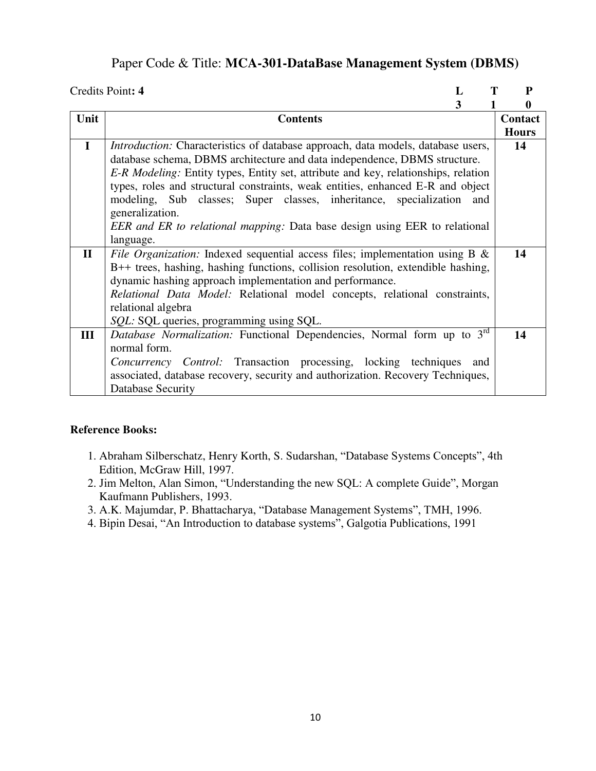## Paper Code & Title: **MCA-301-DataBase Management System (DBMS)**

Credits Point**: 4**

| L | T | P |
|---|---|---|
| 3 | 1 | 0 |

| Unit | Contents | Contact Hours |
|---|---|---|
| I | *Introduction:* Characteristics of database approach, data models, database users, database schema, DBMS architecture and data independence, DBMS structure. *E-R Modeling:* Entity types, Entity set, attribute and key, relationships, relation types, roles and structural constraints, weak entities, enhanced E-R and object modeling, Sub classes; Super classes, inheritance, specialization and generalization. *EER and ER to relational mapping:* Data base design using EER to relational language. | 14 |
| II | *File Organization:* Indexed sequential access files; implementation using B & B++ trees, hashing, hashing functions, collision resolution, extendible hashing, dynamic hashing approach implementation and performance. *Relational Data Model:* Relational model concepts, relational constraints, relational algebra *SQL:* SQL queries, programming using SQL. | 14 |
| III | *Database Normalization:* Functional Dependencies, Normal form up to 3rd normal form. *Concurrency Control:* Transaction processing, locking techniques and associated, database recovery, security and authorization. Recovery Techniques, Database Security | 14 |

**Reference Books:**

1. Abraham Silberschatz, Henry Korth, S. Sudarshan, "Database Systems Concepts", 4th Edition, McGraw Hill, 1997.
2. Jim Melton, Alan Simon, "Understanding the new SQL: A complete Guide", Morgan Kaufmann Publishers, 1993.
3. A.K. Majumdar, P. Bhattacharya, "Database Management Systems", TMH, 1996.
4. Bipin Desai, "An Introduction to database systems", Galgotia Publications, 1991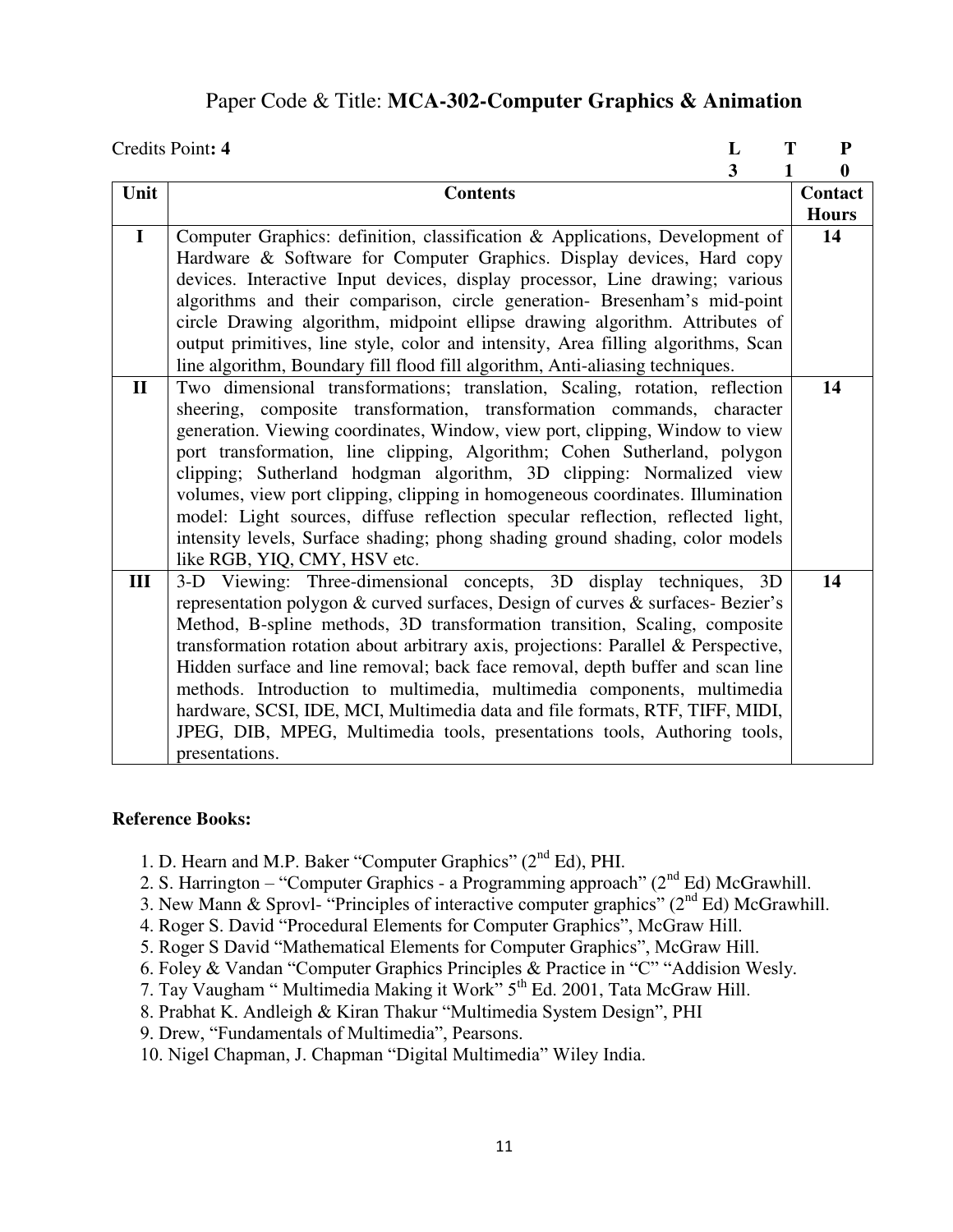# Paper Code & Title: **MCA-302-Computer Graphics & Animation**

Credits Point: **4**

| L | T | P |
|---|---|---|
| 3 | 1 | 0 |

| Unit | Contents | Contact Hours |
|---|---|---|
| I | Computer Graphics: definition, classification & Applications, Development of Hardware & Software for Computer Graphics. Display devices, Hard copy devices. Interactive Input devices, display processor, Line drawing; various algorithms and their comparison, circle generation- Bresenham's mid-point circle Drawing algorithm, midpoint ellipse drawing algorithm. Attributes of output primitives, line style, color and intensity, Area filling algorithms, Scan line algorithm, Boundary fill flood fill algorithm, Anti-aliasing techniques. | 14 |
| II | Two dimensional transformations; translation, Scaling, rotation, reflection sheering, composite transformation, transformation commands, character generation. Viewing coordinates, Window, view port, clipping, Window to view port transformation, line clipping, Algorithm; Cohen Sutherland, polygon clipping; Sutherland hodgman algorithm, 3D clipping: Normalized view volumes, view port clipping, clipping in homogeneous coordinates. Illumination model: Light sources, diffuse reflection specular reflection, reflected light, intensity levels, Surface shading; phong shading ground shading, color models like RGB, YIQ, CMY, HSV etc. | 14 |
| III | 3-D Viewing: Three-dimensional concepts, 3D display techniques, 3D representation polygon & curved surfaces, Design of curves & surfaces- Bezier's Method, B-spline methods, 3D transformation transition, Scaling, composite transformation rotation about arbitrary axis, projections: Parallel & Perspective, Hidden surface and line removal; back face removal, depth buffer and scan line methods. Introduction to multimedia, multimedia components, multimedia hardware, SCSI, IDE, MCI, Multimedia data and file formats, RTF, TIFF, MIDI, JPEG, DIB, MPEG, Multimedia tools, presentations tools, Authoring tools, presentations. | 14 |

**Reference Books:**

1. D. Hearn and M.P. Baker "Computer Graphics" (2nd Ed), PHI.
2. S. Harrington – "Computer Graphics - a Programming approach" (2nd Ed) McGrawhill.
3. New Mann & Sprovl- "Principles of interactive computer graphics" (2nd Ed) McGrawhill.
4. Roger S. David "Procedural Elements for Computer Graphics", McGraw Hill.
5. Roger S David "Mathematical Elements for Computer Graphics", McGraw Hill.
6. Foley & Vandan "Computer Graphics Principles & Practice in "C" "Addision Wesly.
7. Tay Vaugham " Multimedia Making it Work" 5th Ed. 2001, Tata McGraw Hill.
8. Prabhat K. Andleigh & Kiran Thakur "Multimedia System Design", PHI
9. Drew, "Fundamentals of Multimedia", Pearsons.
10. Nigel Chapman, J. Chapman "Digital Multimedia" Wiley India.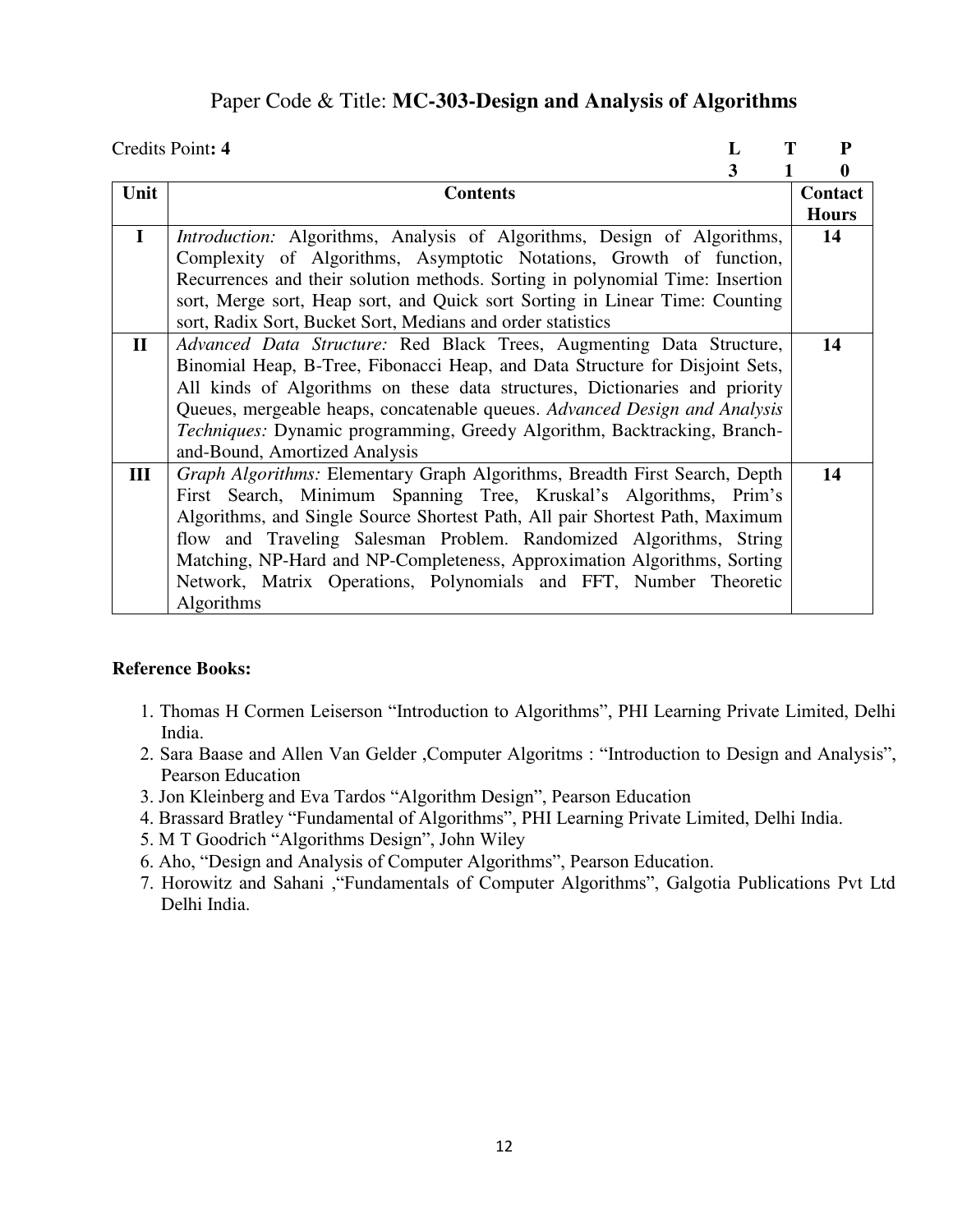# Paper Code & Title: **MC-303-Design and Analysis of Algorithms**

Credits Point**: 4**

| L | T | P |
|---|---|---|
| 3 | 1 | 0 |

| Unit | Contents | Contact Hours |
|---|---|---|
| I | *Introduction:* Algorithms, Analysis of Algorithms, Design of Algorithms, Complexity of Algorithms, Asymptotic Notations, Growth of function, Recurrences and their solution methods. Sorting in polynomial Time: Insertion sort, Merge sort, Heap sort, and Quick sort Sorting in Linear Time: Counting sort, Radix Sort, Bucket Sort, Medians and order statistics | 14 |
| II | *Advanced Data Structure:* Red Black Trees, Augmenting Data Structure, Binomial Heap, B-Tree, Fibonacci Heap, and Data Structure for Disjoint Sets, All kinds of Algorithms on these data structures, Dictionaries and priority Queues, mergeable heaps, concatenable queues. *Advanced Design and Analysis Techniques:* Dynamic programming, Greedy Algorithm, Backtracking, Branch-and-Bound, Amortized Analysis | 14 |
| III | *Graph Algorithms:* Elementary Graph Algorithms, Breadth First Search, Depth First Search, Minimum Spanning Tree, Kruskal's Algorithms, Prim's Algorithms, and Single Source Shortest Path, All pair Shortest Path, Maximum flow and Traveling Salesman Problem. Randomized Algorithms, String Matching, NP-Hard and NP-Completeness, Approximation Algorithms, Sorting Network, Matrix Operations, Polynomials and FFT, Number Theoretic Algorithms | 14 |

**Reference Books:**

1. Thomas H Cormen Leiserson "Introduction to Algorithms", PHI Learning Private Limited, Delhi India.
2. Sara Baase and Allen Van Gelder ,Computer Algoritms : "Introduction to Design and Analysis", Pearson Education
3. Jon Kleinberg and Eva Tardos "Algorithm Design", Pearson Education
4. Brassard Bratley "Fundamental of Algorithms", PHI Learning Private Limited, Delhi India.
5. M T Goodrich "Algorithms Design", John Wiley
6. Aho, "Design and Analysis of Computer Algorithms", Pearson Education.
7. Horowitz and Sahani ,"Fundamentals of Computer Algorithms", Galgotia Publications Pvt Ltd Delhi India.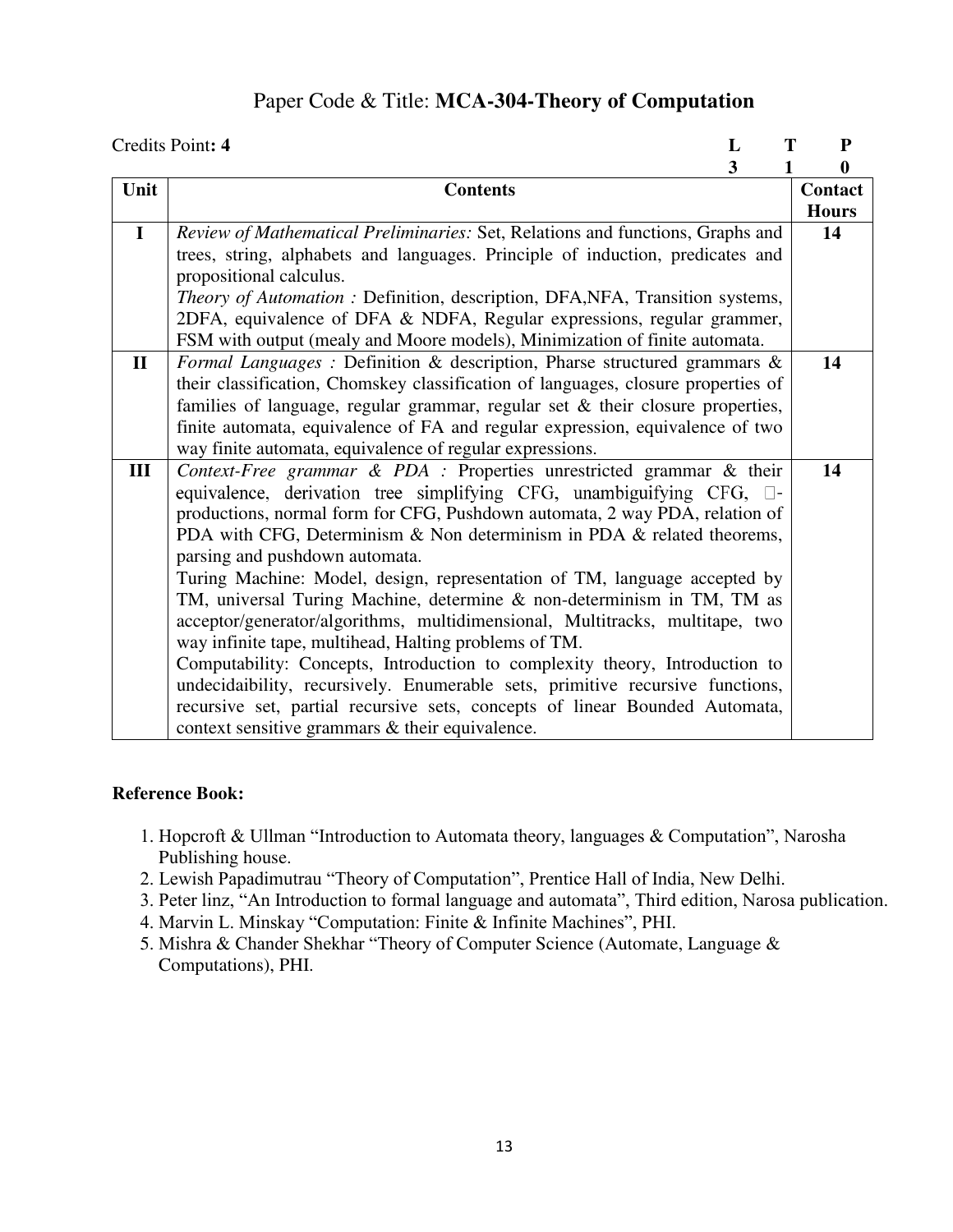# Paper Code & Title: **MCA-304-Theory of Computation**

**Credits Point: 4**

| L | T | P |
|---|---|---|
| 3 | 1 | 0 |

| Unit | Contents | Contact Hours |
|---|---|---|
| **I** | *Review of Mathematical Preliminaries:* Set, Relations and functions, Graphs and trees, string, alphabets and languages. Principle of induction, predicates and propositional calculus.<br>*Theory of Automation :* Definition, description, DFA,NFA, Transition systems, 2DFA, equivalence of DFA & NDFA, Regular expressions, regular grammer, FSM with output (mealy and Moore models), Minimization of finite automata. | **14** |
| **II** | *Formal Languages :* Definition & description, Pharse structured grammars & their classification, Chomskey classification of languages, closure properties of families of language, regular grammar, regular set & their closure properties, finite automata, equivalence of FA and regular expression, equivalence of two way finite automata, equivalence of regular expressions. | **14** |
| **III** | *Context-Free grammar & PDA :* Properties unrestricted grammar & their equivalence, derivation tree simplifying CFG, unambiguifying CFG, □-productions, normal form for CFG, Pushdown automata, 2 way PDA, relation of PDA with CFG, Determinism & Non determinism in PDA & related theorems, parsing and pushdown automata.<br>Turing Machine: Model, design, representation of TM, language accepted by TM, universal Turing Machine, determine & non-determinism in TM, TM as acceptor/generator/algorithms, multidimensional, Multitracks, multitape, two way infinite tape, multihead, Halting problems of TM.<br>Computability: Concepts, Introduction to complexity theory, Introduction to undecidaibility, recursively. Enumerable sets, primitive recursive functions, recursive set, partial recursive sets, concepts of linear Bounded Automata, context sensitive grammars & their equivalence. | **14** |

**Reference Book:**

1. Hopcroft & Ullman "Introduction to Automata theory, languages & Computation", Narosha Publishing house.
2. Lewish Papadimutrau "Theory of Computation", Prentice Hall of India, New Delhi.
3. Peter linz, "An Introduction to formal language and automata", Third edition, Narosa publication.
4. Marvin L. Minskay "Computation: Finite & Infinite Machines", PHI.
5. Mishra & Chander Shekhar "Theory of Computer Science (Automate, Language & Computations), PHI.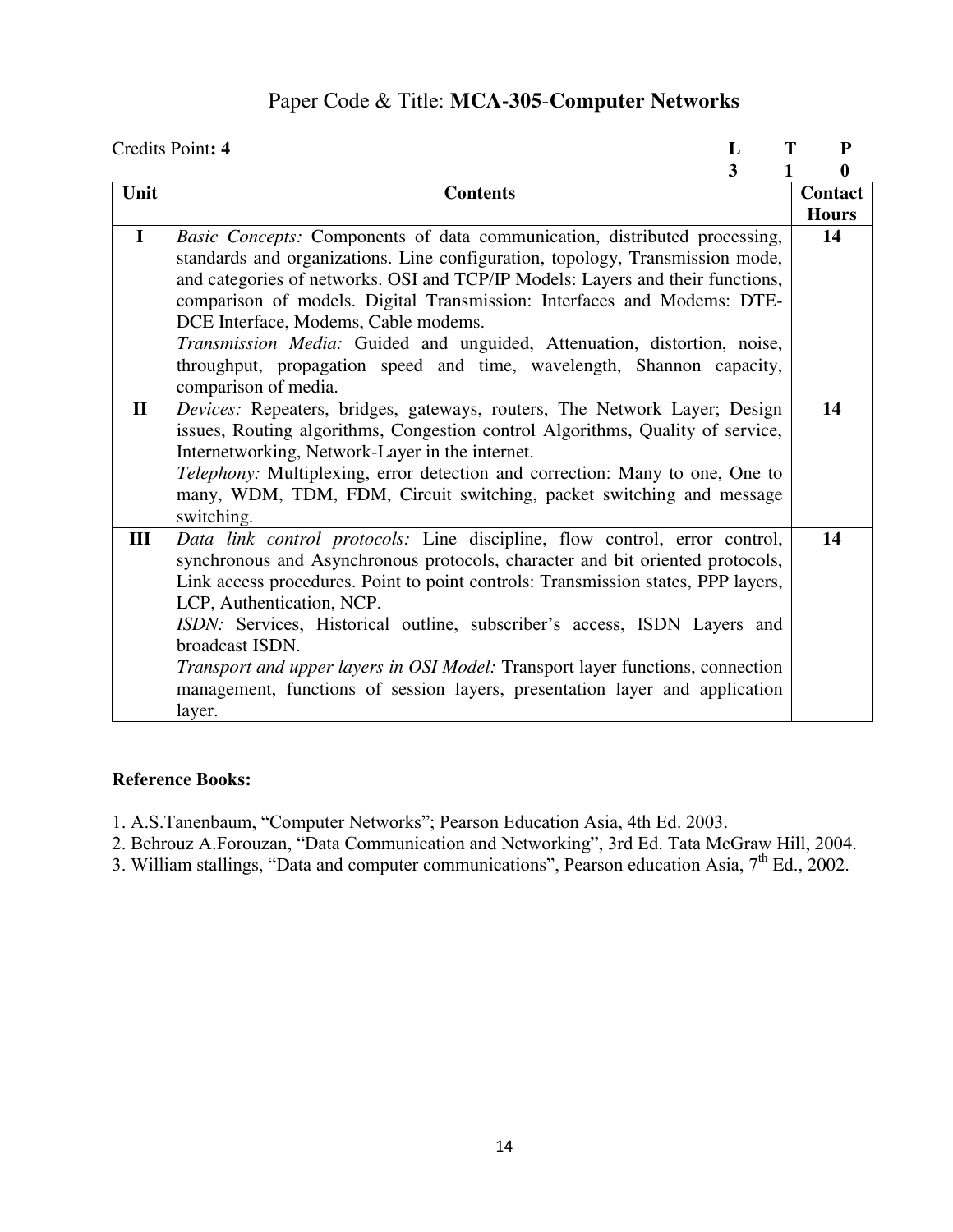# Paper Code & Title: **MCA-305-Computer Networks**

Credits Point**: 4**

| **L** | **T** | **P** |
|---|---|---|
| **3** | **1** | **0** |

| Unit | Contents | Contact Hours |
|---|---|---|
| **I** | *Basic Concepts:* Components of data communication, distributed processing, standards and organizations. Line configuration, topology, Transmission mode, and categories of networks. OSI and TCP/IP Models: Layers and their functions, comparison of models. Digital Transmission: Interfaces and Modems: DTE-DCE Interface, Modems, Cable modems.<br>*Transmission Media:* Guided and unguided, Attenuation, distortion, noise, throughput, propagation speed and time, wavelength, Shannon capacity, comparison of media. | **14** |
| **II** | *Devices:* Repeaters, bridges, gateways, routers, The Network Layer; Design issues, Routing algorithms, Congestion control Algorithms, Quality of service, Internetworking, Network-Layer in the internet.<br>*Telephony:* Multiplexing, error detection and correction: Many to one, One to many, WDM, TDM, FDM, Circuit switching, packet switching and message switching. | **14** |
| **III** | *Data link control protocols:* Line discipline, flow control, error control, synchronous and Asynchronous protocols, character and bit oriented protocols, Link access procedures. Point to point controls: Transmission states, PPP layers, LCP, Authentication, NCP.<br>*ISDN:* Services, Historical outline, subscriber's access, ISDN Layers and broadcast ISDN.<br>*Transport and upper layers in OSI Model:* Transport layer functions, connection management, functions of session layers, presentation layer and application layer. | **14** |

**Reference Books:**

1. A.S.Tanenbaum, "Computer Networks"; Pearson Education Asia, 4th Ed. 2003.
2. Behrouz A.Forouzan, "Data Communication and Networking", 3rd Ed. Tata McGraw Hill, 2004.
3. William stallings, "Data and computer communications", Pearson education Asia, 7th Ed., 2002.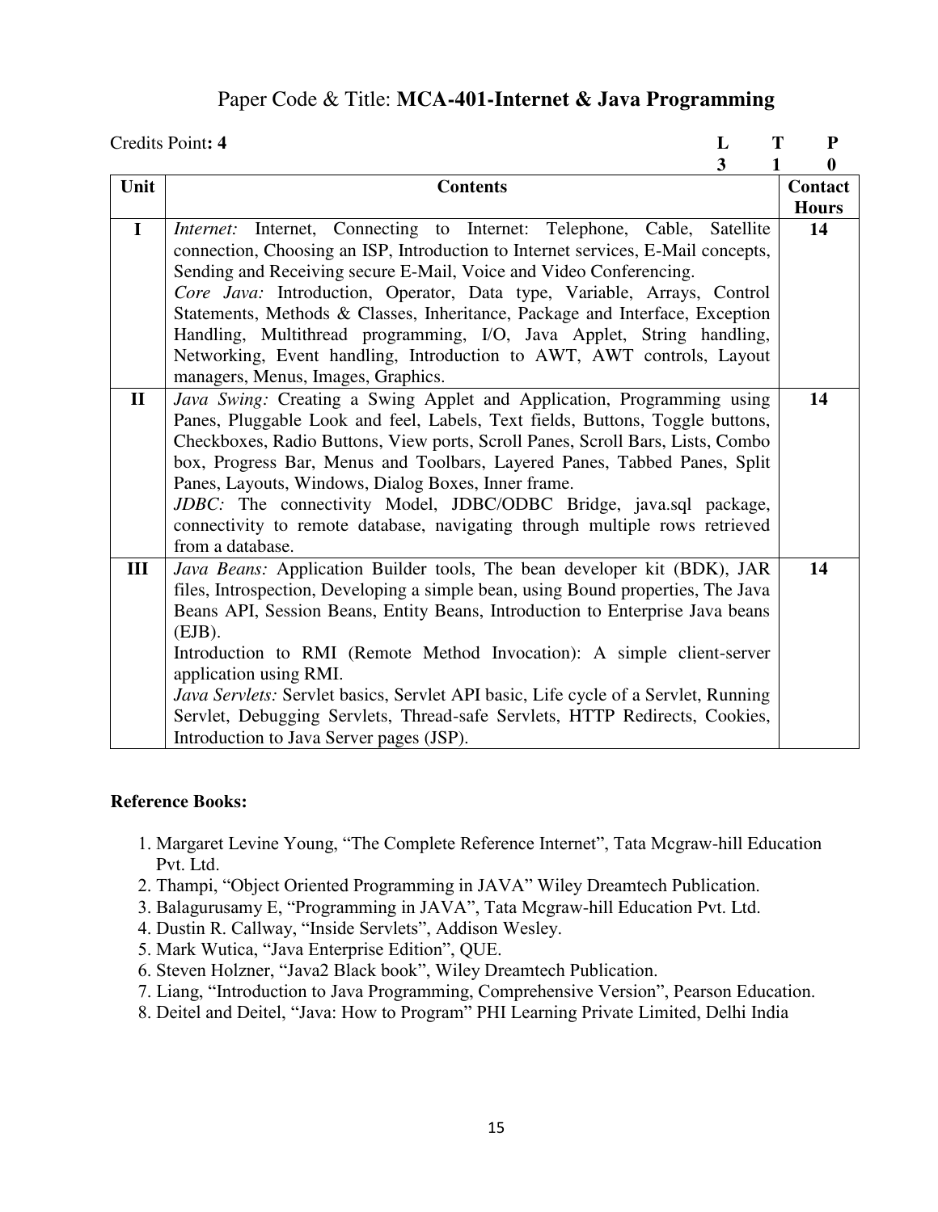## Paper Code & Title: **MCA-401-Internet & Java Programming**

Credits Point**: 4**

| L | T | P |
|---|---|---|
| 3 | 1 | 0 |

| Unit | Contents | Contact Hours |
|---|---|---|
| **I** | *Internet:* Internet, Connecting to Internet: Telephone, Cable, Satellite connection, Choosing an ISP, Introduction to Internet services, E-Mail concepts, Sending and Receiving secure E-Mail, Voice and Video Conferencing. *Core Java:* Introduction, Operator, Data type, Variable, Arrays, Control Statements, Methods & Classes, Inheritance, Package and Interface, Exception Handling, Multithread programming, I/O, Java Applet, String handling, Networking, Event handling, Introduction to AWT, AWT controls, Layout managers, Menus, Images, Graphics. | **14** |
| **II** | *Java Swing:* Creating a Swing Applet and Application, Programming using Panes, Pluggable Look and feel, Labels, Text fields, Buttons, Toggle buttons, Checkboxes, Radio Buttons, View ports, Scroll Panes, Scroll Bars, Lists, Combo box, Progress Bar, Menus and Toolbars, Layered Panes, Tabbed Panes, Split Panes, Layouts, Windows, Dialog Boxes, Inner frame. *JDBC:* The connectivity Model, JDBC/ODBC Bridge, java.sql package, connectivity to remote database, navigating through multiple rows retrieved from a database. | **14** |
| **III** | *Java Beans:* Application Builder tools, The bean developer kit (BDK), JAR files, Introspection, Developing a simple bean, using Bound properties, The Java Beans API, Session Beans, Entity Beans, Introduction to Enterprise Java beans (EJB). Introduction to RMI (Remote Method Invocation): A simple client-server application using RMI. *Java Servlets:* Servlet basics, Servlet API basic, Life cycle of a Servlet, Running Servlet, Debugging Servlets, Thread-safe Servlets, HTTP Redirects, Cookies, Introduction to Java Server pages (JSP). | **14** |

**Reference Books:**

1. Margaret Levine Young, "The Complete Reference Internet", Tata Mcgraw-hill Education Pvt. Ltd.
2. Thampi, "Object Oriented Programming in JAVA" Wiley Dreamtech Publication.
3. Balagurusamy E, "Programming in JAVA", Tata Mcgraw-hill Education Pvt. Ltd.
4. Dustin R. Callway, "Inside Servlets", Addison Wesley.
5. Mark Wutica, "Java Enterprise Edition", QUE.
6. Steven Holzner, "Java2 Black book", Wiley Dreamtech Publication.
7. Liang, "Introduction to Java Programming, Comprehensive Version", Pearson Education.
8. Deitel and Deitel, "Java: How to Program" PHI Learning Private Limited, Delhi India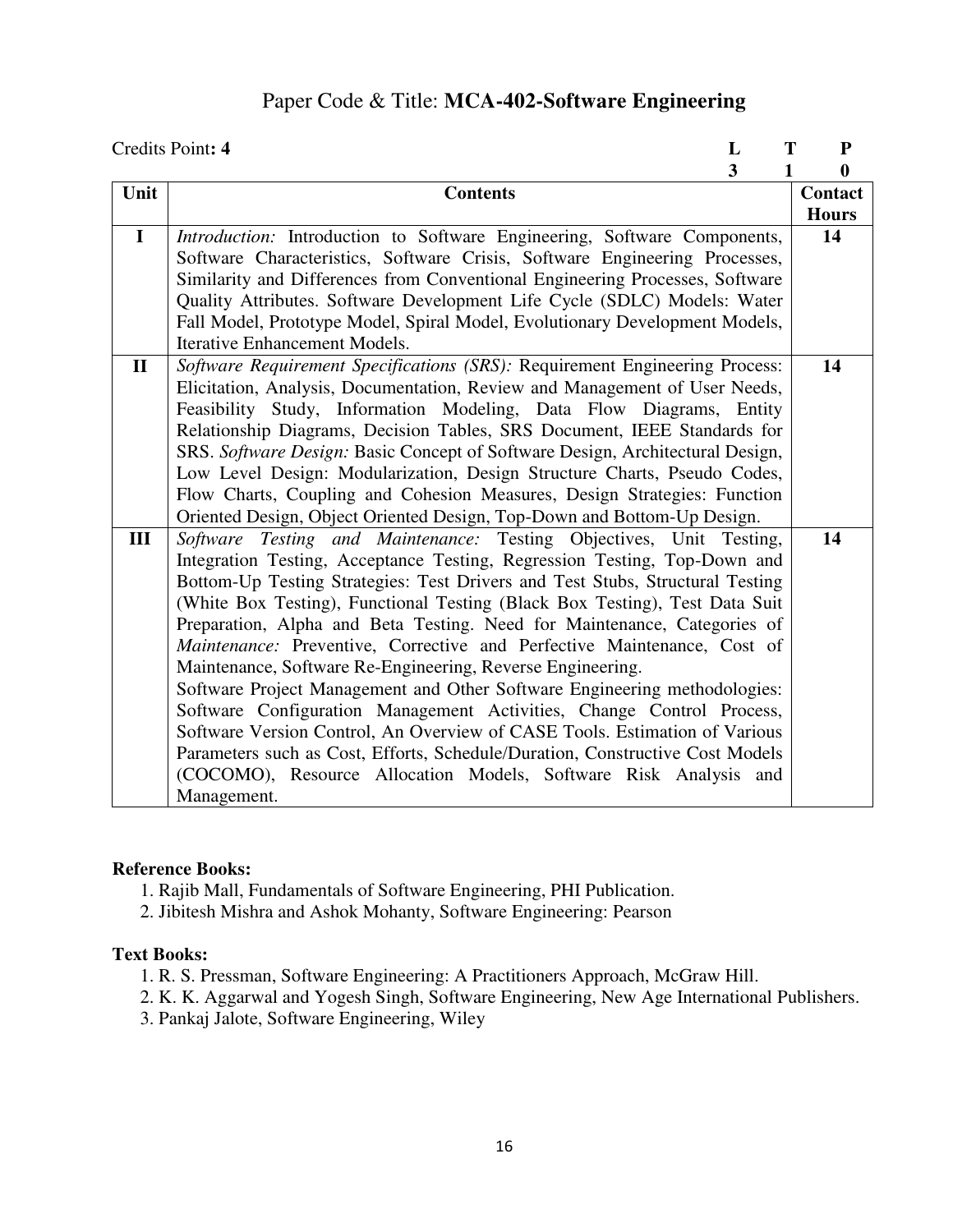# Paper Code & Title: **MCA-402-Software Engineering**

Credits Point**: 4**

| L | T | P |
|---|---|---|
| 3 | 1 | 0 |

| Unit | Contents | Contact Hours |
|---|---|---|
| I | *Introduction:* Introduction to Software Engineering, Software Components, Software Characteristics, Software Crisis, Software Engineering Processes, Similarity and Differences from Conventional Engineering Processes, Software Quality Attributes. Software Development Life Cycle (SDLC) Models: Water Fall Model, Prototype Model, Spiral Model, Evolutionary Development Models, Iterative Enhancement Models. | 14 |
| II | *Software Requirement Specifications (SRS):* Requirement Engineering Process: Elicitation, Analysis, Documentation, Review and Management of User Needs, Feasibility Study, Information Modeling, Data Flow Diagrams, Entity Relationship Diagrams, Decision Tables, SRS Document, IEEE Standards for SRS. *Software Design:* Basic Concept of Software Design, Architectural Design, Low Level Design: Modularization, Design Structure Charts, Pseudo Codes, Flow Charts, Coupling and Cohesion Measures, Design Strategies: Function Oriented Design, Object Oriented Design, Top-Down and Bottom-Up Design. | 14 |
| III | *Software Testing and Maintenance:* Testing Objectives, Unit Testing, Integration Testing, Acceptance Testing, Regression Testing, Top-Down and Bottom-Up Testing Strategies: Test Drivers and Test Stubs, Structural Testing (White Box Testing), Functional Testing (Black Box Testing), Test Data Suit Preparation, Alpha and Beta Testing. Need for Maintenance, Categories of *Maintenance:* Preventive, Corrective and Perfective Maintenance, Cost of Maintenance, Software Re-Engineering, Reverse Engineering. Software Project Management and Other Software Engineering methodologies: Software Configuration Management Activities, Change Control Process, Software Version Control, An Overview of CASE Tools. Estimation of Various Parameters such as Cost, Efforts, Schedule/Duration, Constructive Cost Models (COCOMO), Resource Allocation Models, Software Risk Analysis and Management. | 14 |

**Reference Books:**

1. Rajib Mall, Fundamentals of Software Engineering, PHI Publication.
2. Jibitesh Mishra and Ashok Mohanty, Software Engineering: Pearson

**Text Books:**

1. R. S. Pressman, Software Engineering: A Practitioners Approach, McGraw Hill.
2. K. K. Aggarwal and Yogesh Singh, Software Engineering, New Age International Publishers.
3. Pankaj Jalote, Software Engineering, Wiley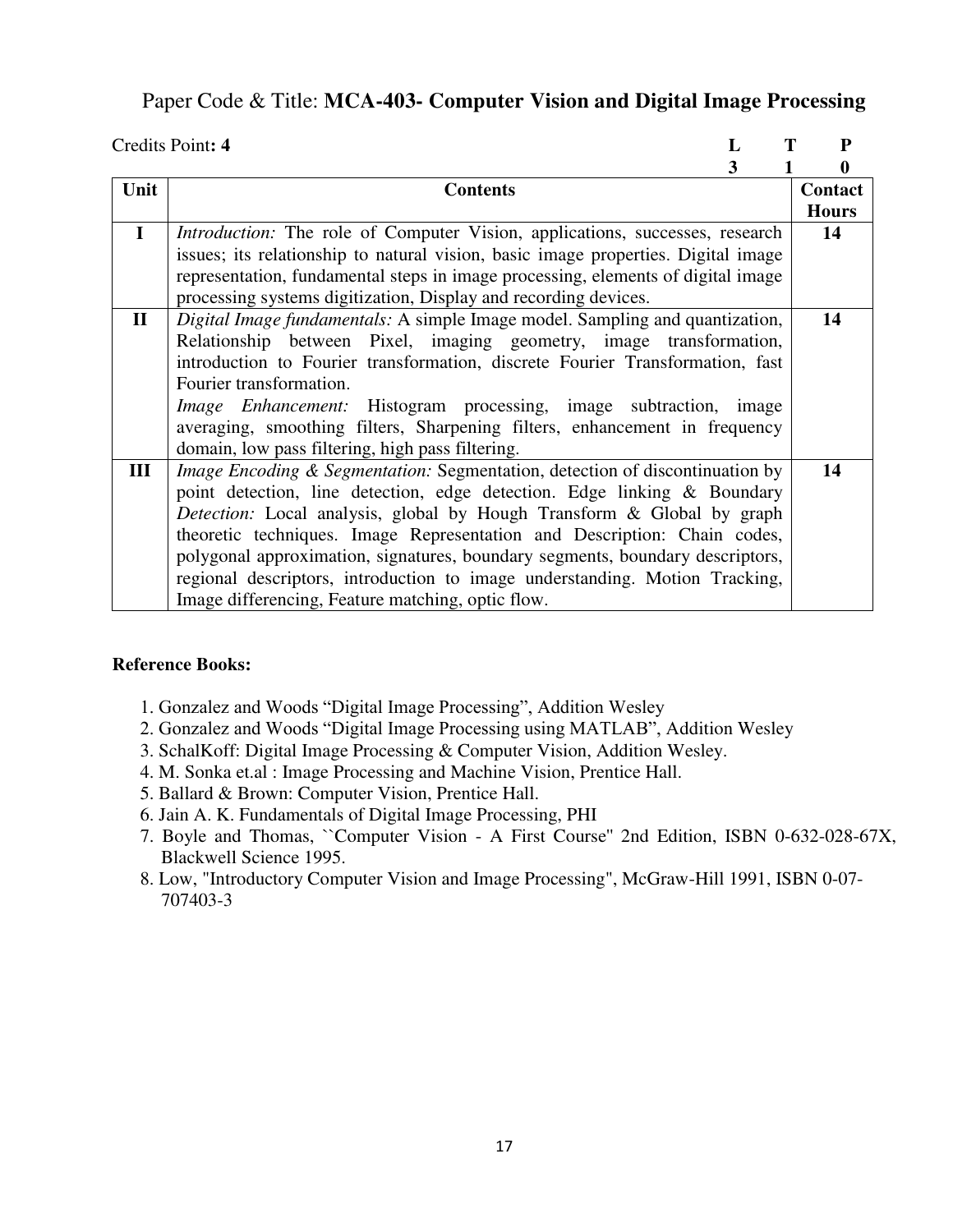# Paper Code & Title: **MCA-403- Computer Vision and Digital Image Processing**

Credits Point**: 4**

| L | T | P |
|---|---|---|
| 3 | 1 | 0 |

| Unit | Contents | Contact Hours |
|---|---|---|
| **I** | *Introduction:* The role of Computer Vision, applications, successes, research issues; its relationship to natural vision, basic image properties. Digital image representation, fundamental steps in image processing, elements of digital image processing systems digitization, Display and recording devices. | **14** |
| **II** | *Digital Image fundamentals:* A simple Image model. Sampling and quantization, Relationship between Pixel, imaging geometry, image transformation, introduction to Fourier transformation, discrete Fourier Transformation, fast Fourier transformation. *Image Enhancement:* Histogram processing, image subtraction, image averaging, smoothing filters, Sharpening filters, enhancement in frequency domain, low pass filtering, high pass filtering. | **14** |
| **III** | *Image Encoding & Segmentation:* Segmentation, detection of discontinuation by point detection, line detection, edge detection. Edge linking & Boundary *Detection:* Local analysis, global by Hough Transform & Global by graph theoretic techniques. Image Representation and Description: Chain codes, polygonal approximation, signatures, boundary segments, boundary descriptors, regional descriptors, introduction to image understanding. Motion Tracking, Image differencing, Feature matching, optic flow. | **14** |

**Reference Books:**

1. Gonzalez and Woods "Digital Image Processing", Addition Wesley
2. Gonzalez and Woods "Digital Image Processing using MATLAB", Addition Wesley
3. SchalKoff: Digital Image Processing & Computer Vision, Addition Wesley.
4. M. Sonka et.al : Image Processing and Machine Vision, Prentice Hall.
5. Ballard & Brown: Computer Vision, Prentice Hall.
6. Jain A. K. Fundamentals of Digital Image Processing, PHI
7. Boyle and Thomas, ``Computer Vision - A First Course'' 2nd Edition, ISBN 0-632-028-67X, Blackwell Science 1995.
8. Low, "Introductory Computer Vision and Image Processing", McGraw-Hill 1991, ISBN 0-07-707403-3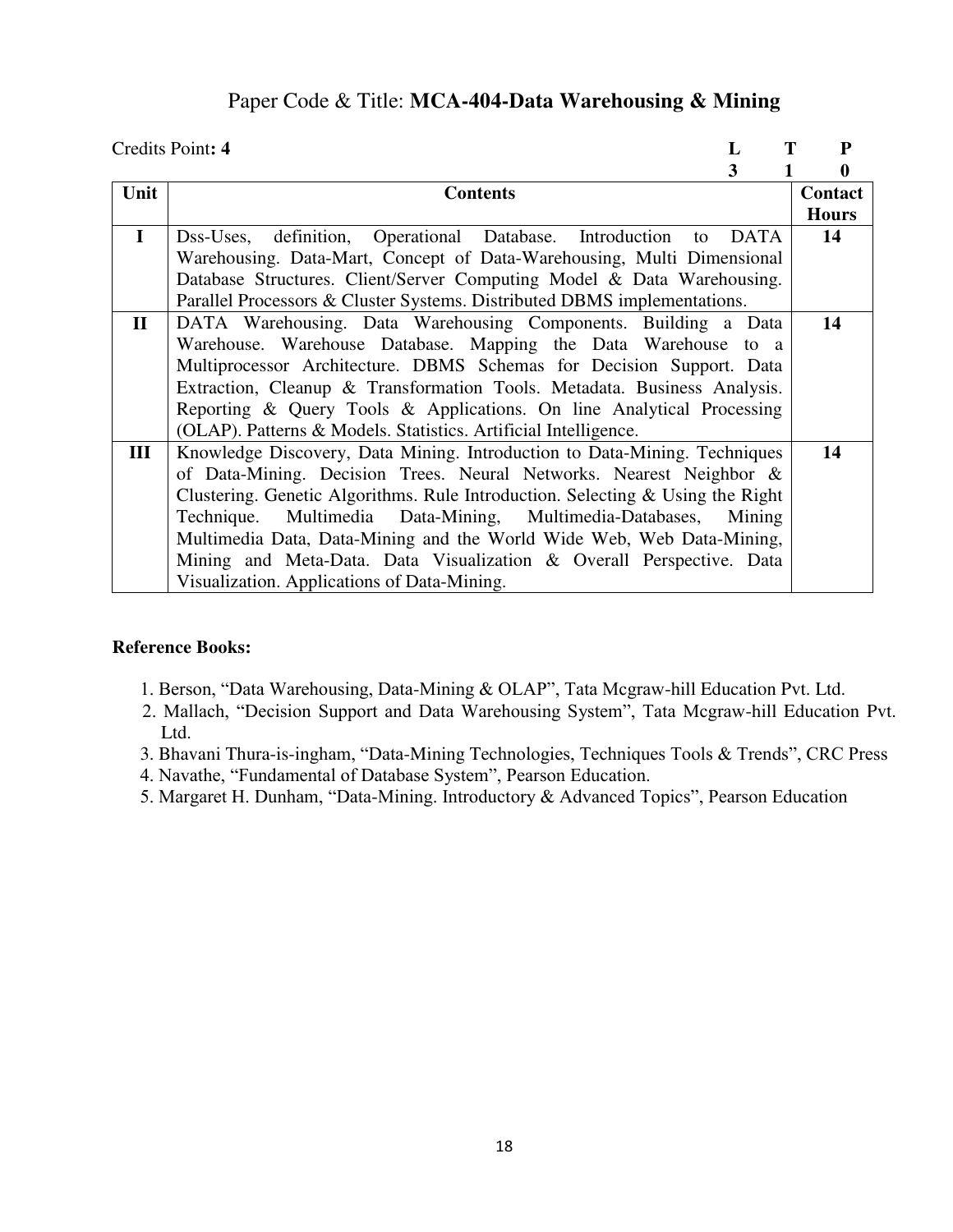## Paper Code & Title: **MCA-404-Data Warehousing & Mining**

Credits Point**: 4**

| L | T | P |
|---|---|---|
| 3 | 1 | 0 |

| Unit | Contents | Contact Hours |
|---|---|---|
| I | Dss-Uses, definition, Operational Database. Introduction to DATA Warehousing. Data-Mart, Concept of Data-Warehousing, Multi Dimensional Database Structures. Client/Server Computing Model & Data Warehousing. Parallel Processors & Cluster Systems. Distributed DBMS implementations. | 14 |
| II | DATA Warehousing. Data Warehousing Components. Building a Data Warehouse. Warehouse Database. Mapping the Data Warehouse to a Multiprocessor Architecture. DBMS Schemas for Decision Support. Data Extraction, Cleanup & Transformation Tools. Metadata. Business Analysis. Reporting & Query Tools & Applications. On line Analytical Processing (OLAP). Patterns & Models. Statistics. Artificial Intelligence. | 14 |
| III | Knowledge Discovery, Data Mining. Introduction to Data-Mining. Techniques of Data-Mining. Decision Trees. Neural Networks. Nearest Neighbor & Clustering. Genetic Algorithms. Rule Introduction. Selecting & Using the Right Technique. Multimedia Data-Mining, Multimedia-Databases, Mining Multimedia Data, Data-Mining and the World Wide Web, Web Data-Mining, Mining and Meta-Data. Data Visualization & Overall Perspective. Data Visualization. Applications of Data-Mining. | 14 |

**Reference Books:**

1. Berson, "Data Warehousing, Data-Mining & OLAP", Tata Mcgraw-hill Education Pvt. Ltd.
2. Mallach, "Decision Support and Data Warehousing System", Tata Mcgraw-hill Education Pvt. Ltd.
3. Bhavani Thura-is-ingham, "Data-Mining Technologies, Techniques Tools & Trends", CRC Press
4. Navathe, "Fundamental of Database System", Pearson Education.
5. Margaret H. Dunham, "Data-Mining. Introductory & Advanced Topics", Pearson Education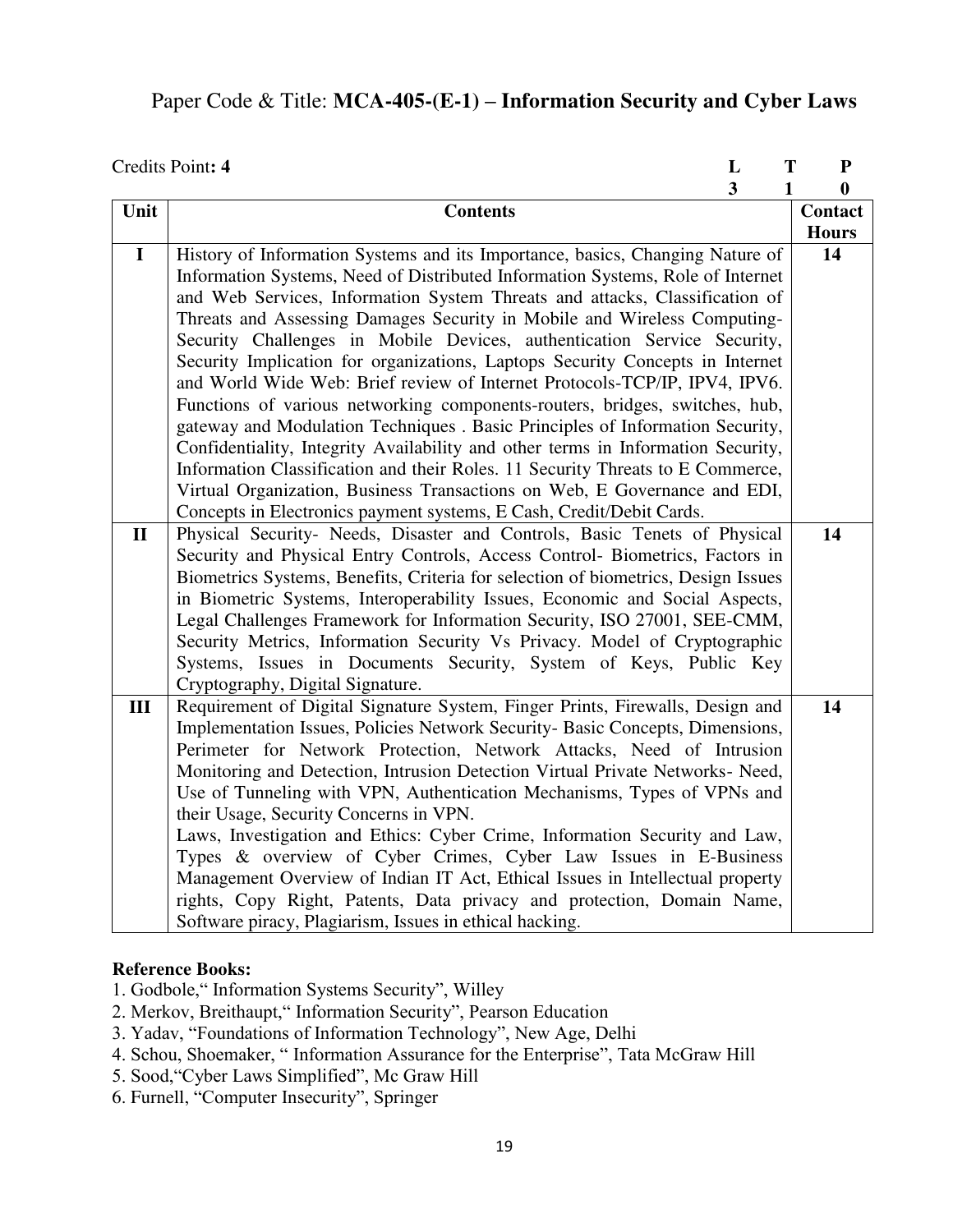## Paper Code & Title: **MCA-405-(E-1) – Information Security and Cyber Laws**

Credits Point**: 4**

| L | T | P |
|---|---|---|
| 3 | 1 | 0 |

| Unit | Contents | Contact Hours |
|---|---|---|
| I | History of Information Systems and its Importance, basics, Changing Nature of Information Systems, Need of Distributed Information Systems, Role of Internet and Web Services, Information System Threats and attacks, Classification of Threats and Assessing Damages Security in Mobile and Wireless Computing-Security Challenges in Mobile Devices, authentication Service Security, Security Implication for organizations, Laptops Security Concepts in Internet and World Wide Web: Brief review of Internet Protocols-TCP/IP, IPV4, IPV6. Functions of various networking components-routers, bridges, switches, hub, gateway and Modulation Techniques . Basic Principles of Information Security, Confidentiality, Integrity Availability and other terms in Information Security, Information Classification and their Roles. 11 Security Threats to E Commerce, Virtual Organization, Business Transactions on Web, E Governance and EDI, Concepts in Electronics payment systems, E Cash, Credit/Debit Cards. | 14 |
| II | Physical Security- Needs, Disaster and Controls, Basic Tenets of Physical Security and Physical Entry Controls, Access Control- Biometrics, Factors in Biometrics Systems, Benefits, Criteria for selection of biometrics, Design Issues in Biometric Systems, Interoperability Issues, Economic and Social Aspects, Legal Challenges Framework for Information Security, ISO 27001, SEE-CMM, Security Metrics, Information Security Vs Privacy. Model of Cryptographic Systems, Issues in Documents Security, System of Keys, Public Key Cryptography, Digital Signature. | 14 |
| III | Requirement of Digital Signature System, Finger Prints, Firewalls, Design and Implementation Issues, Policies Network Security- Basic Concepts, Dimensions, Perimeter for Network Protection, Network Attacks, Need of Intrusion Monitoring and Detection, Intrusion Detection Virtual Private Networks- Need, Use of Tunneling with VPN, Authentication Mechanisms, Types of VPNs and their Usage, Security Concerns in VPN.<br>Laws, Investigation and Ethics: Cyber Crime, Information Security and Law, Types & overview of Cyber Crimes, Cyber Law Issues in E-Business Management Overview of Indian IT Act, Ethical Issues in Intellectual property rights, Copy Right, Patents, Data privacy and protection, Domain Name, Software piracy, Plagiarism, Issues in ethical hacking. | 14 |

**Reference Books:**
1. Godbole," Information Systems Security", Willey
2. Merkov, Breithaupt," Information Security", Pearson Education
3. Yadav, "Foundations of Information Technology", New Age, Delhi
4. Schou, Shoemaker, " Information Assurance for the Enterprise", Tata McGraw Hill
5. Sood,"Cyber Laws Simplified", Mc Graw Hill
6. Furnell, "Computer Insecurity", Springer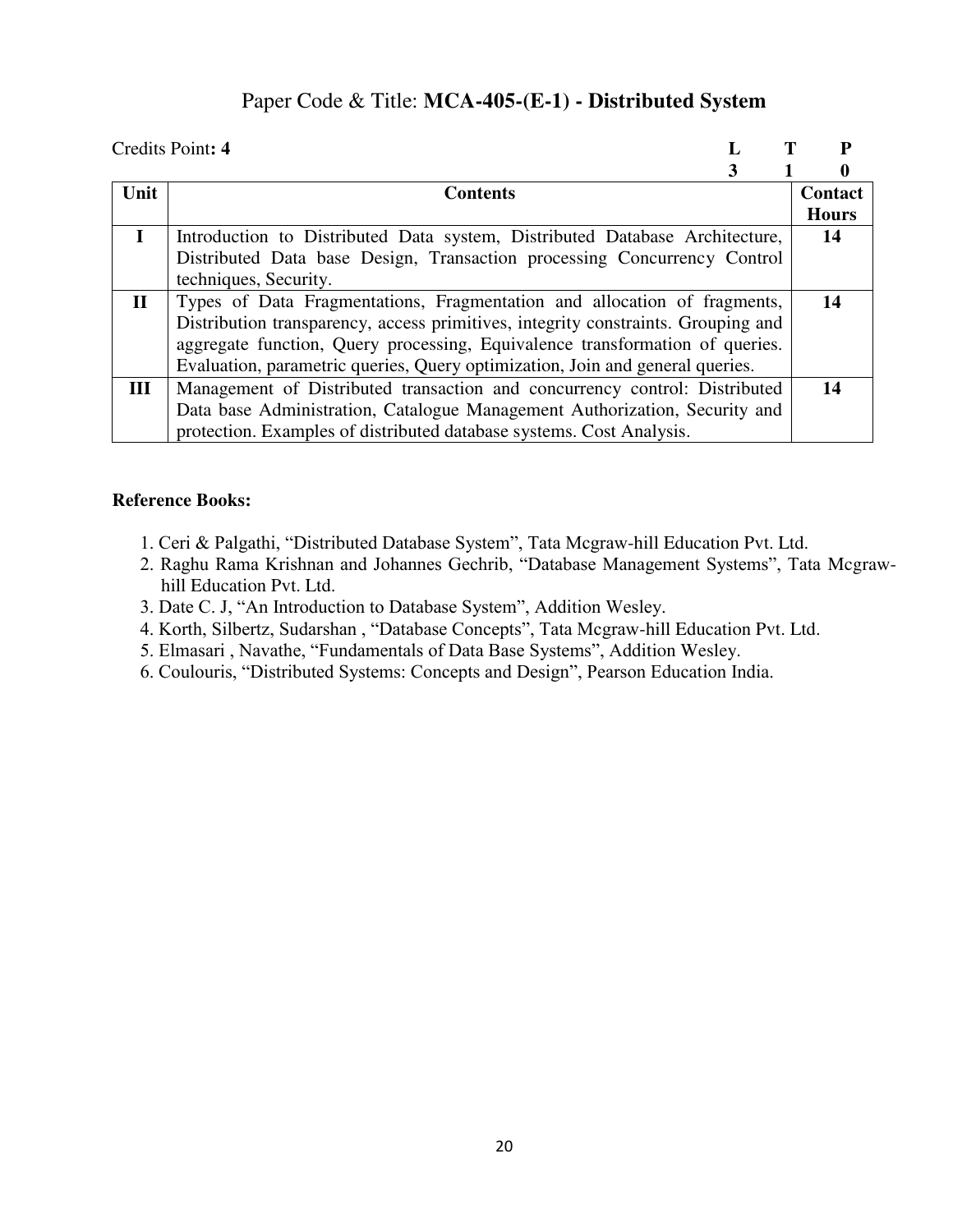# Paper Code & Title: **MCA-405-(E-1) - Distributed System**

Credits Point**: 4**

| L | T | P |
|---|---|---|
| 3 | 1 | 0 |

| Unit | Contents | Contact Hours |
|---|---|---|
| I | Introduction to Distributed Data system, Distributed Database Architecture, Distributed Data base Design, Transaction processing Concurrency Control techniques, Security. | 14 |
| II | Types of Data Fragmentations, Fragmentation and allocation of fragments, Distribution transparency, access primitives, integrity constraints. Grouping and aggregate function, Query processing, Equivalence transformation of queries. Evaluation, parametric queries, Query optimization, Join and general queries. | 14 |
| III | Management of Distributed transaction and concurrency control: Distributed Data base Administration, Catalogue Management Authorization, Security and protection. Examples of distributed database systems. Cost Analysis. | 14 |

**Reference Books:**

1. Ceri & Palgathi, "Distributed Database System", Tata Mcgraw-hill Education Pvt. Ltd.
2. Raghu Rama Krishnan and Johannes Gechrib, "Database Management Systems", Tata Mcgraw-hill Education Pvt. Ltd.
3. Date C. J, "An Introduction to Database System", Addition Wesley.
4. Korth, Silbertz, Sudarshan , "Database Concepts", Tata Mcgraw-hill Education Pvt. Ltd.
5. Elmasari , Navathe, "Fundamentals of Data Base Systems", Addition Wesley.
6. Coulouris, "Distributed Systems: Concepts and Design", Pearson Education India.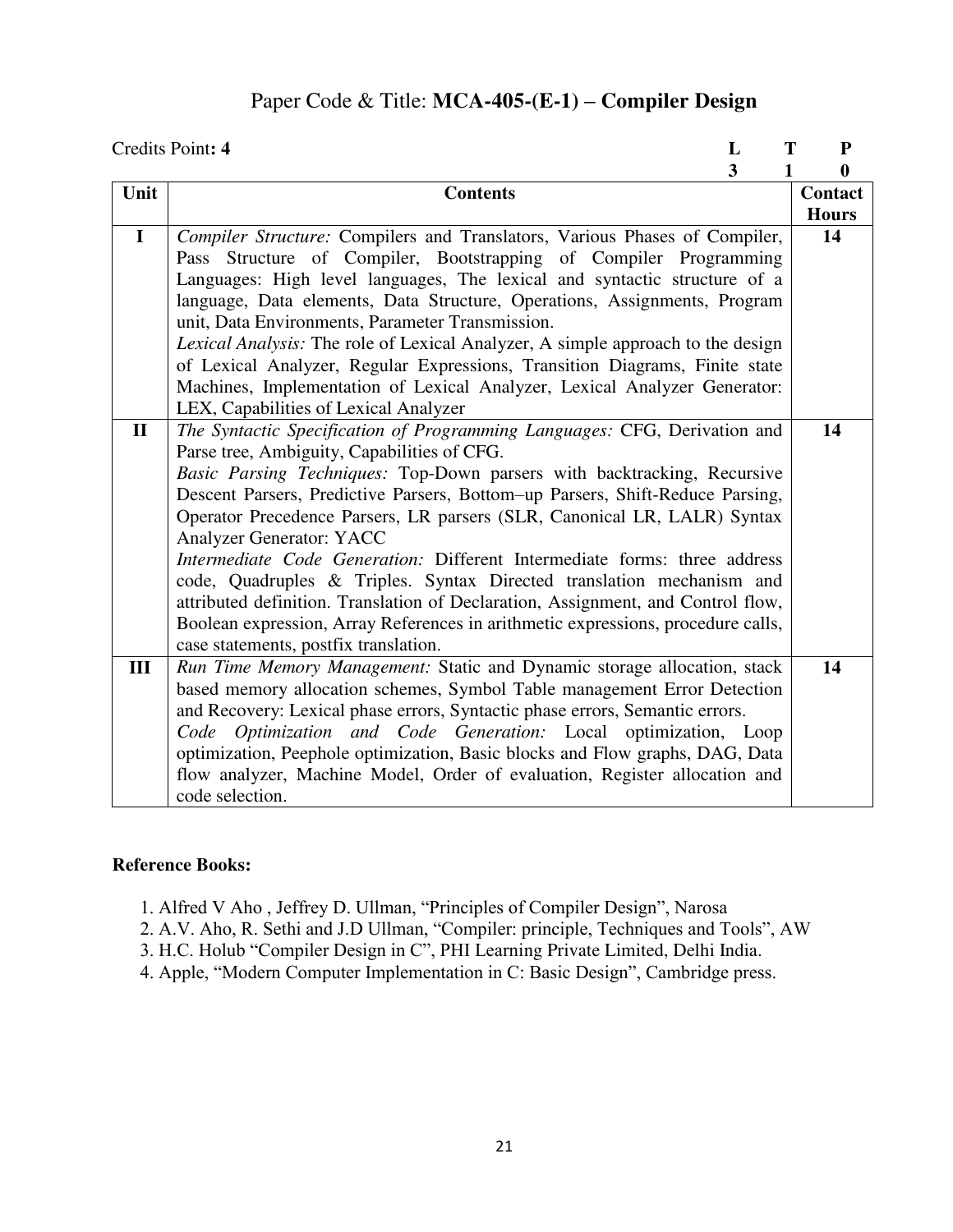## Paper Code & Title: **MCA-405-(E-1) – Compiler Design**

Credits Point**: 4**

| L | T | P |
|---|---|---|
| 3 | 1 | 0 |

| Unit | Contents | Contact Hours |
|---|---|---|
| I | *Compiler Structure:* Compilers and Translators, Various Phases of Compiler, Pass Structure of Compiler, Bootstrapping of Compiler Programming Languages: High level languages, The lexical and syntactic structure of a language, Data elements, Data Structure, Operations, Assignments, Program unit, Data Environments, Parameter Transmission.<br>*Lexical Analysis:* The role of Lexical Analyzer, A simple approach to the design of Lexical Analyzer, Regular Expressions, Transition Diagrams, Finite state Machines, Implementation of Lexical Analyzer, Lexical Analyzer Generator: LEX, Capabilities of Lexical Analyzer | 14 |
| II | *The Syntactic Specification of Programming Languages:* CFG, Derivation and Parse tree, Ambiguity, Capabilities of CFG.<br>*Basic Parsing Techniques:* Top-Down parsers with backtracking, Recursive Descent Parsers, Predictive Parsers, Bottom–up Parsers, Shift-Reduce Parsing, Operator Precedence Parsers, LR parsers (SLR, Canonical LR, LALR) Syntax Analyzer Generator: YACC<br>*Intermediate Code Generation:* Different Intermediate forms: three address code, Quadruples & Triples. Syntax Directed translation mechanism and attributed definition. Translation of Declaration, Assignment, and Control flow, Boolean expression, Array References in arithmetic expressions, procedure calls, case statements, postfix translation. | 14 |
| III | *Run Time Memory Management:* Static and Dynamic storage allocation, stack based memory allocation schemes, Symbol Table management Error Detection and Recovery: Lexical phase errors, Syntactic phase errors, Semantic errors.<br>*Code Optimization and Code Generation:* Local optimization, Loop optimization, Peephole optimization, Basic blocks and Flow graphs, DAG, Data flow analyzer, Machine Model, Order of evaluation, Register allocation and code selection. | 14 |

**Reference Books:**

1. Alfred V Aho , Jeffrey D. Ullman, "Principles of Compiler Design", Narosa
2. A.V. Aho, R. Sethi and J.D Ullman, "Compiler: principle, Techniques and Tools", AW
3. H.C. Holub "Compiler Design in C", PHI Learning Private Limited, Delhi India.
4. Apple, "Modern Computer Implementation in C: Basic Design", Cambridge press.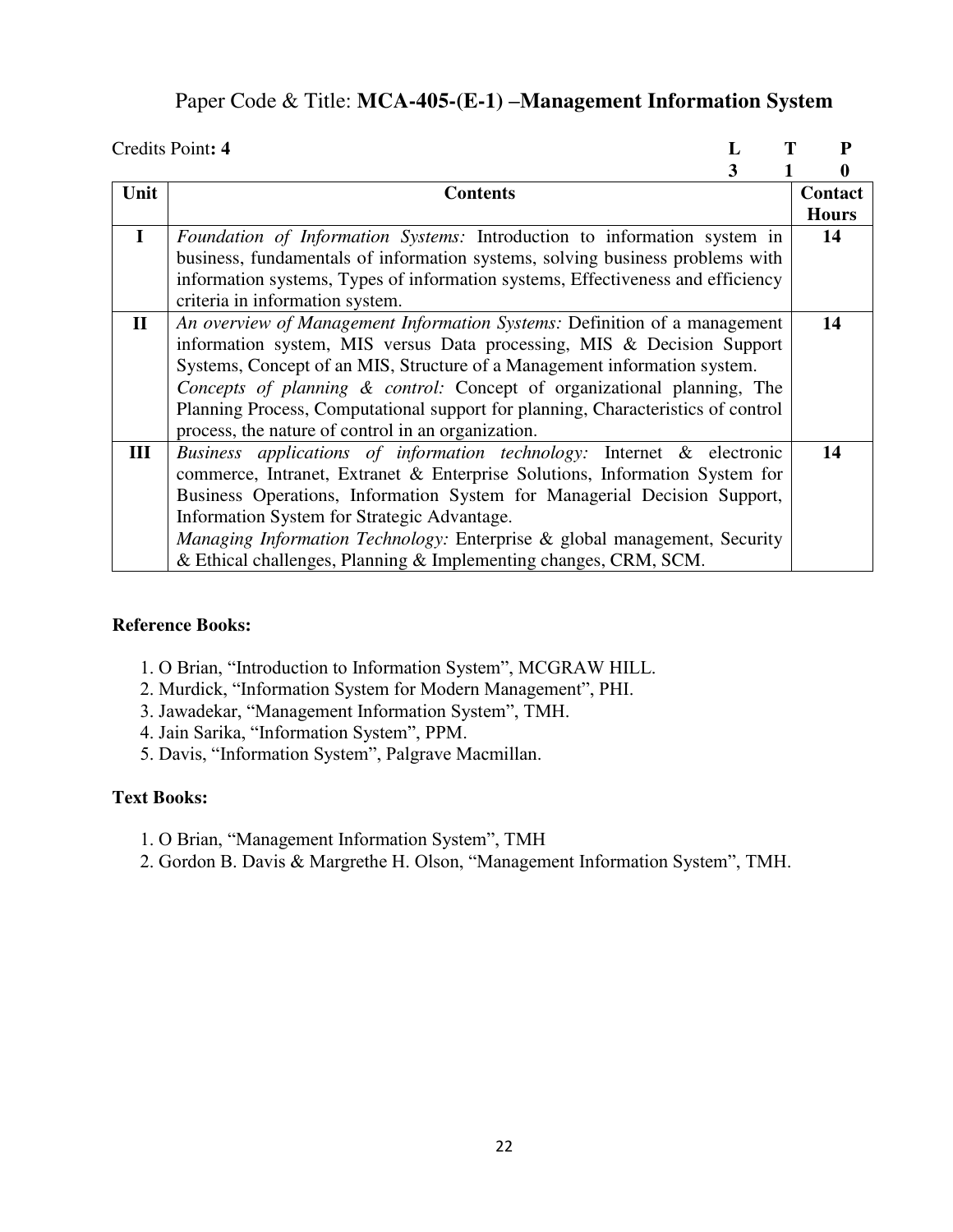## Paper Code & Title: **MCA-405-(E-1) –Management Information System**

Credits Point**: 4**

| L | T | P |
|---|---|---|
| 3 | 1 | 0 |

| Unit | Contents | Contact Hours |
|---|---|---|
| I | *Foundation of Information Systems:* Introduction to information system in business, fundamentals of information systems, solving business problems with information systems, Types of information systems, Effectiveness and efficiency criteria in information system. | 14 |
| II | *An overview of Management Information Systems:* Definition of a management information system, MIS versus Data processing, MIS & Decision Support Systems, Concept of an MIS, Structure of a Management information system. *Concepts of planning & control:* Concept of organizational planning, The Planning Process, Computational support for planning, Characteristics of control process, the nature of control in an organization. | 14 |
| III | *Business applications of information technology:* Internet & electronic commerce, Intranet, Extranet & Enterprise Solutions, Information System for Business Operations, Information System for Managerial Decision Support, Information System for Strategic Advantage. *Managing Information Technology:* Enterprise & global management, Security & Ethical challenges, Planning & Implementing changes, CRM, SCM. | 14 |

**Reference Books:**

1. O Brian, "Introduction to Information System", MCGRAW HILL.
2. Murdick, "Information System for Modern Management", PHI.
3. Jawadekar, "Management Information System", TMH.
4. Jain Sarika, "Information System", PPM.
5. Davis, "Information System", Palgrave Macmillan.

**Text Books:**

1. O Brian, "Management Information System", TMH
2. Gordon B. Davis & Margrethe H. Olson, "Management Information System", TMH.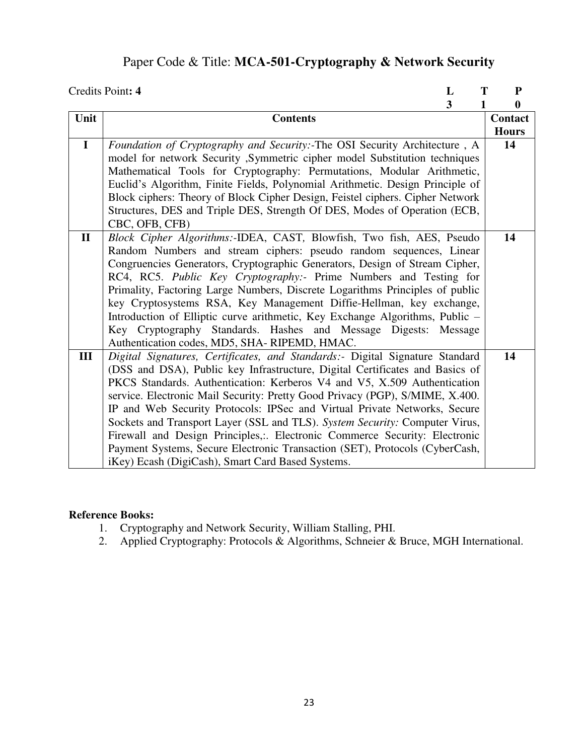## Paper Code & Title: **MCA-501-Cryptography & Network Security**

Credits Point**: 4**

| L | T | P |
|---|---|---|
| 3 | 1 | 0 |

| Unit | Contents | Contact Hours |
|---|---|---|
| I | *Foundation of Cryptography and Security:-*The OSI Security Architecture , A model for network Security ,Symmetric cipher model Substitution techniques Mathematical Tools for Cryptography: Permutations, Modular Arithmetic, Euclid's Algorithm, Finite Fields, Polynomial Arithmetic. Design Principle of Block ciphers: Theory of Block Cipher Design, Feistel ciphers. Cipher Network Structures, DES and Triple DES, Strength Of DES, Modes of Operation (ECB, CBC, OFB, CFB) | 14 |
| II | *Block Cipher Algorithms:-*IDEA, CAST, Blowfish, Two fish, AES, Pseudo Random Numbers and stream ciphers: pseudo random sequences, Linear Congruencies Generators, Cryptographic Generators, Design of Stream Cipher, RC4, RC5. *Public Key Cryptography:-* Prime Numbers and Testing for Primality, Factoring Large Numbers, Discrete Logarithms Principles of public key Cryptosystems RSA, Key Management Diffie-Hellman, key exchange, Introduction of Elliptic curve arithmetic, Key Exchange Algorithms, Public – Key Cryptography Standards. Hashes and Message Digests: Message Authentication codes, MD5, SHA- RIPEMD, HMAC. | 14 |
| III | *Digital Signatures, Certificates, and Standards:-* Digital Signature Standard (DSS and DSA), Public key Infrastructure, Digital Certificates and Basics of PKCS Standards. Authentication: Kerberos V4 and V5, X.509 Authentication service. Electronic Mail Security: Pretty Good Privacy (PGP), S/MIME, X.400. IP and Web Security Protocols: IPSec and Virtual Private Networks, Secure Sockets and Transport Layer (SSL and TLS). *System Security:* Computer Virus, Firewall and Design Principles,:. Electronic Commerce Security: Electronic Payment Systems, Secure Electronic Transaction (SET), Protocols (CyberCash, iKey) Ecash (DigiCash), Smart Card Based Systems. | 14 |

**Reference Books:**

1. Cryptography and Network Security, William Stalling, PHI.
2. Applied Cryptography: Protocols & Algorithms, Schneier & Bruce, MGH International.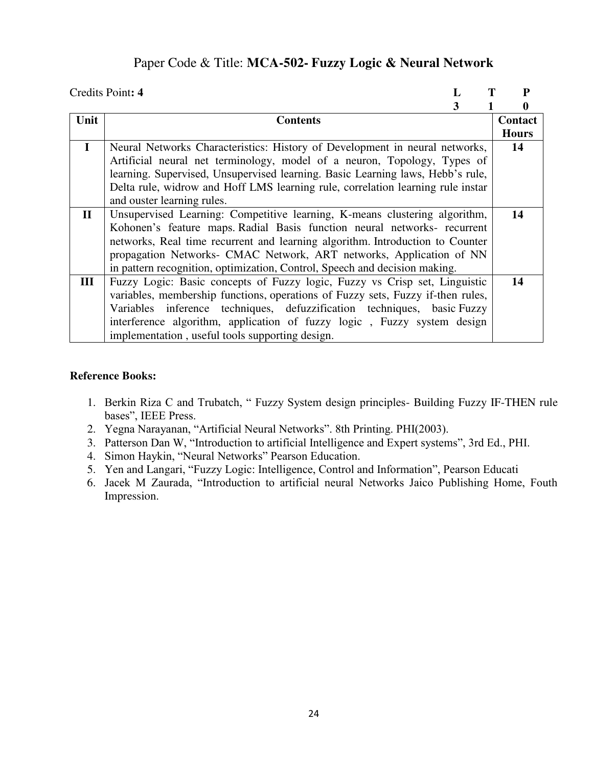# Paper Code & Title: **MCA-502- Fuzzy Logic & Neural Network**

Credits Point**: 4**

| L | T | P |
|---|---|---|
| 3 | 1 | 0 |

| Unit | Contents | Contact Hours |
|---|---|---|
| **I** | Neural Networks Characteristics: History of Development in neural networks, Artificial neural net terminology, model of a neuron, Topology, Types of learning. Supervised, Unsupervised learning. Basic Learning laws, Hebb's rule, Delta rule, widrow and Hoff LMS learning rule, correlation learning rule instar and ouster learning rules. | **14** |
| **II** | Unsupervised Learning: Competitive learning, K-means clustering algorithm, Kohonen's feature maps. Radial Basis function neural networks- recurrent networks, Real time recurrent and learning algorithm. Introduction to Counter propagation Networks- CMAC Network, ART networks, Application of NN in pattern recognition, optimization, Control, Speech and decision making. | **14** |
| **III** | Fuzzy Logic: Basic concepts of Fuzzy logic, Fuzzy vs Crisp set, Linguistic variables, membership functions, operations of Fuzzy sets, Fuzzy if-then rules, Variables inference techniques, defuzzification techniques, basic Fuzzy interference algorithm, application of fuzzy logic , Fuzzy system design implementation , useful tools supporting design. | **14** |

**Reference Books:**

1. Berkin Riza C and Trubatch, " Fuzzy System design principles- Building Fuzzy IF-THEN rule bases", IEEE Press.
2. Yegna Narayanan, "Artificial Neural Networks". 8th Printing. PHI(2003).
3. Patterson Dan W, "Introduction to artificial Intelligence and Expert systems", 3rd Ed., PHI.
4. Simon Haykin, "Neural Networks" Pearson Education.
5. Yen and Langari, "Fuzzy Logic: Intelligence, Control and Information", Pearson Educati
6. Jacek M Zaurada, "Introduction to artificial neural Networks Jaico Publishing Home, Fouth Impression.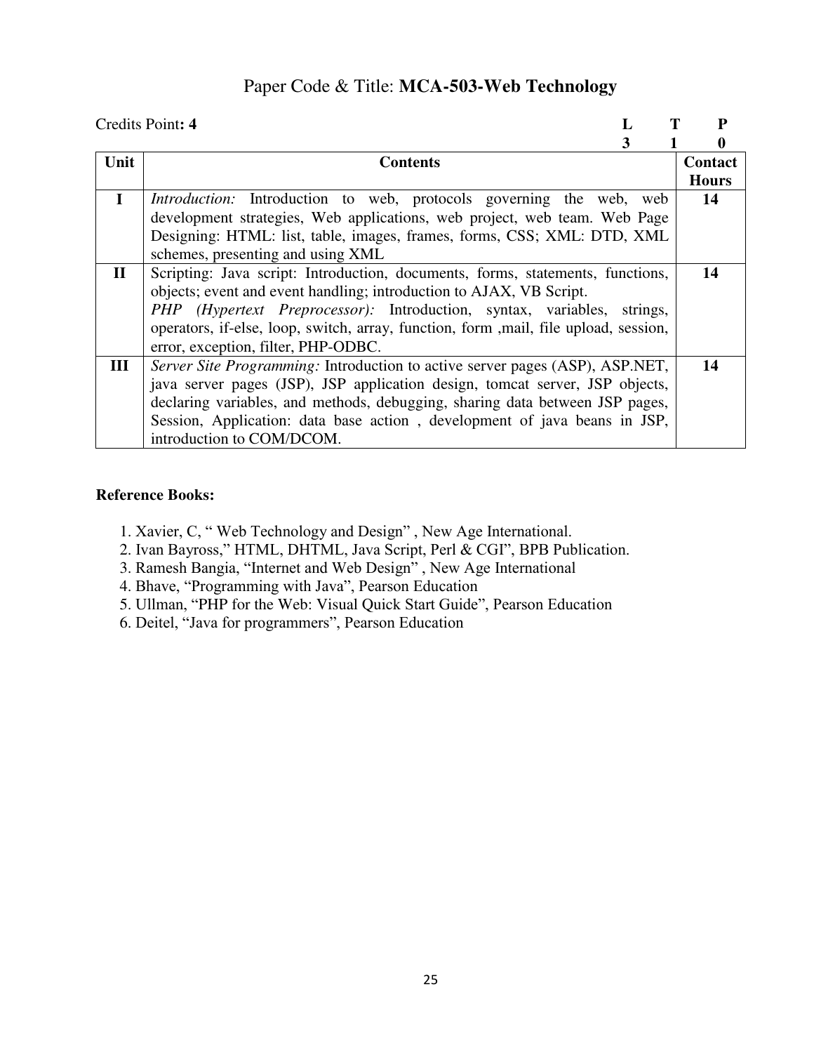## Paper Code & Title: **MCA-503-Web Technology**

Credits Point**: 4**

| L | T | P |
|---|---|---|
| 3 | 1 | 0 |

| Unit | Contents | Contact Hours |
|---|---|---|
| **I** | *Introduction:* Introduction to web, protocols governing the web, web development strategies, Web applications, web project, web team. Web Page Designing: HTML: list, table, images, frames, forms, CSS; XML: DTD, XML schemes, presenting and using XML | **14** |
| **II** | Scripting: Java script: Introduction, documents, forms, statements, functions, objects; event and event handling; introduction to AJAX, VB Script. *PHP (Hypertext Preprocessor):* Introduction, syntax, variables, strings, operators, if-else, loop, switch, array, function, form ,mail, file upload, session, error, exception, filter, PHP-ODBC. | **14** |
| **III** | *Server Site Programming:* Introduction to active server pages (ASP), ASP.NET, java server pages (JSP), JSP application design, tomcat server, JSP objects, declaring variables, and methods, debugging, sharing data between JSP pages, Session, Application: data base action , development of java beans in JSP, introduction to COM/DCOM. | **14** |

**Reference Books:**

1. Xavier, C, " Web Technology and Design" , New Age International.
2. Ivan Bayross," HTML, DHTML, Java Script, Perl & CGI", BPB Publication.
3. Ramesh Bangia, "Internet and Web Design" , New Age International
4. Bhave, "Programming with Java", Pearson Education
5. Ullman, "PHP for the Web: Visual Quick Start Guide", Pearson Education
6. Deitel, "Java for programmers", Pearson Education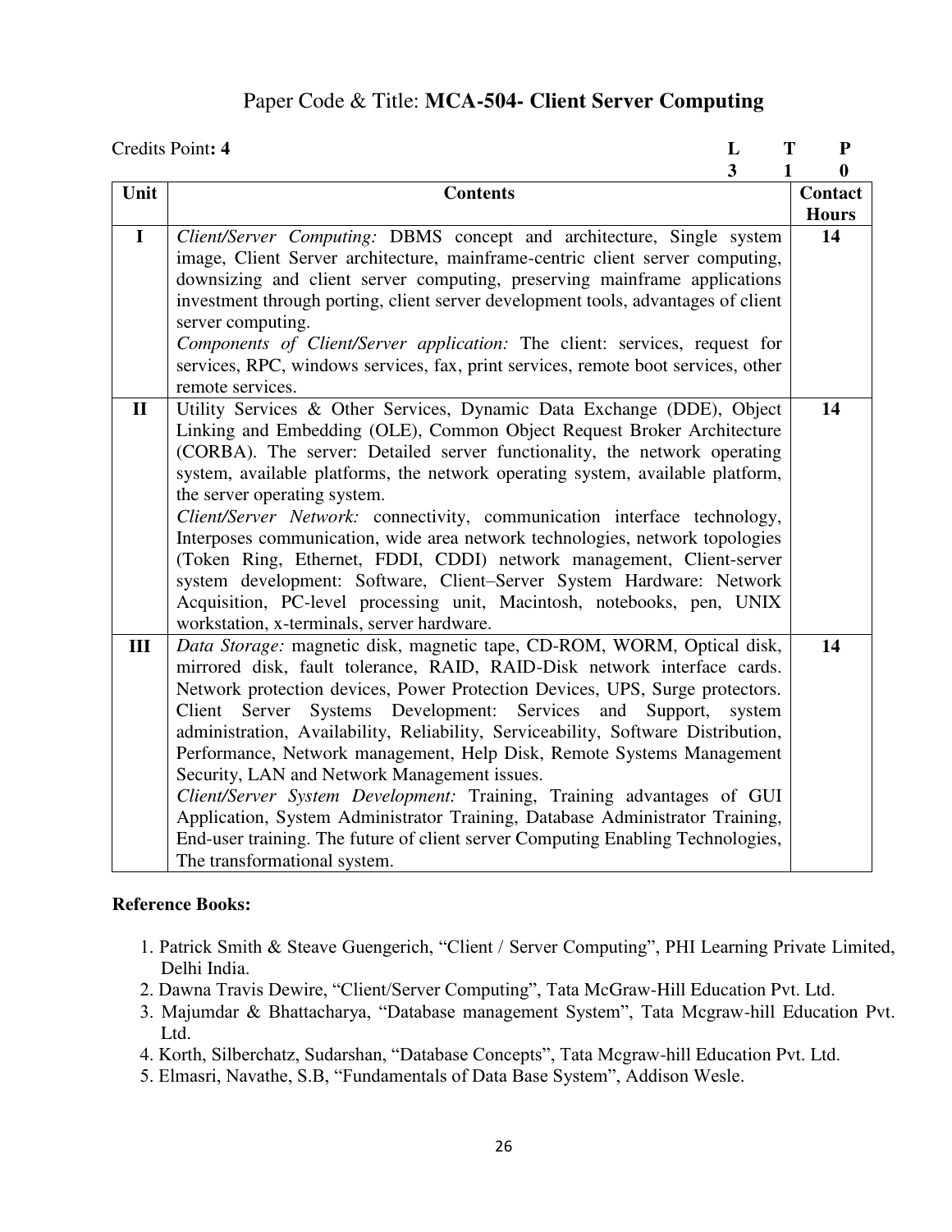## Paper Code & Title: **MCA-504- Client Server Computing**

Credits Point**: 4**

| L | T | P |
|---|---|---|
| 3 | 1 | 0 |

| Unit | Contents | Contact Hours |
|---|---|---|
| I | *Client/Server Computing:* DBMS concept and architecture, Single system image, Client Server architecture, mainframe-centric client server computing, downsizing and client server computing, preserving mainframe applications investment through porting, client server development tools, advantages of client server computing.<br>*Components of Client/Server application:* The client: services, request for services, RPC, windows services, fax, print services, remote boot services, other remote services. | 14 |
| II | Utility Services & Other Services, Dynamic Data Exchange (DDE), Object Linking and Embedding (OLE), Common Object Request Broker Architecture (CORBA). The server: Detailed server functionality, the network operating system, available platforms, the network operating system, available platform, the server operating system.<br>*Client/Server Network:* connectivity, communication interface technology, Interposes communication, wide area network technologies, network topologies (Token Ring, Ethernet, FDDI, CDDI) network management, Client-server system development: Software, Client–Server System Hardware: Network Acquisition, PC-level processing unit, Macintosh, notebooks, pen, UNIX workstation, x-terminals, server hardware. | 14 |
| III | *Data Storage:* magnetic disk, magnetic tape, CD-ROM, WORM, Optical disk, mirrored disk, fault tolerance, RAID, RAID-Disk network interface cards. Network protection devices, Power Protection Devices, UPS, Surge protectors. Client Server Systems Development: Services and Support, system administration, Availability, Reliability, Serviceability, Software Distribution, Performance, Network management, Help Disk, Remote Systems Management Security, LAN and Network Management issues.<br>*Client/Server System Development:* Training, Training advantages of GUI Application, System Administrator Training, Database Administrator Training, End-user training. The future of client server Computing Enabling Technologies, The transformational system. | 14 |

**Reference Books:**

1. Patrick Smith & Steave Guengerich, "Client / Server Computing", PHI Learning Private Limited, Delhi India.
2. Dawna Travis Dewire, "Client/Server Computing", Tata McGraw-Hill Education Pvt. Ltd.
3. Majumdar & Bhattacharya, "Database management System", Tata Mcgraw-hill Education Pvt. Ltd.
4. Korth, Silberchatz, Sudarshan, "Database Concepts", Tata Mcgraw-hill Education Pvt. Ltd.
5. Elmasri, Navathe, S.B, "Fundamentals of Data Base System", Addison Wesle.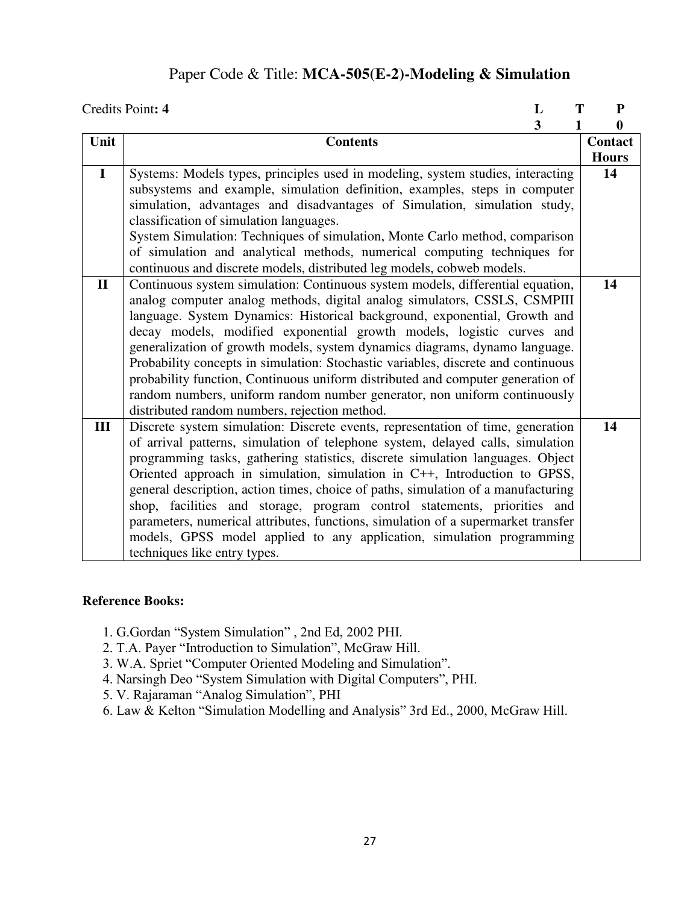# Paper Code & Title: **MCA-505(E-2)-Modeling & Simulation**

Credits Point**: 4**

| L | T | P |
|---|---|---|
| 3 | 1 | 0 |

| Unit | Contents | Contact Hours |
|---|---|---|
| **I** | Systems: Models types, principles used in modeling, system studies, interacting subsystems and example, simulation definition, examples, steps in computer simulation, advantages and disadvantages of Simulation, simulation study, classification of simulation languages.<br>System Simulation: Techniques of simulation, Monte Carlo method, comparison of simulation and analytical methods, numerical computing techniques for continuous and discrete models, distributed leg models, cobweb models. | **14** |
| **II** | Continuous system simulation: Continuous system models, differential equation, analog computer analog methods, digital analog simulators, CSSLS, CSMPIII language. System Dynamics: Historical background, exponential, Growth and decay models, modified exponential growth models, logistic curves and generalization of growth models, system dynamics diagrams, dynamo language. Probability concepts in simulation: Stochastic variables, discrete and continuous probability function, Continuous uniform distributed and computer generation of random numbers, uniform random number generator, non uniform continuously distributed random numbers, rejection method. | **14** |
| **III** | Discrete system simulation: Discrete events, representation of time, generation of arrival patterns, simulation of telephone system, delayed calls, simulation programming tasks, gathering statistics, discrete simulation languages. Object Oriented approach in simulation, simulation in C++, Introduction to GPSS, general description, action times, choice of paths, simulation of a manufacturing shop, facilities and storage, program control statements, priorities and parameters, numerical attributes, functions, simulation of a supermarket transfer models, GPSS model applied to any application, simulation programming techniques like entry types. | **14** |

**Reference Books:**

1. G.Gordan "System Simulation" , 2nd Ed, 2002 PHI.
2. T.A. Payer "Introduction to Simulation", McGraw Hill.
3. W.A. Spriet "Computer Oriented Modeling and Simulation".
4. Narsingh Deo "System Simulation with Digital Computers", PHI.
5. V. Rajaraman "Analog Simulation", PHI
6. Law & Kelton "Simulation Modelling and Analysis" 3rd Ed., 2000, McGraw Hill.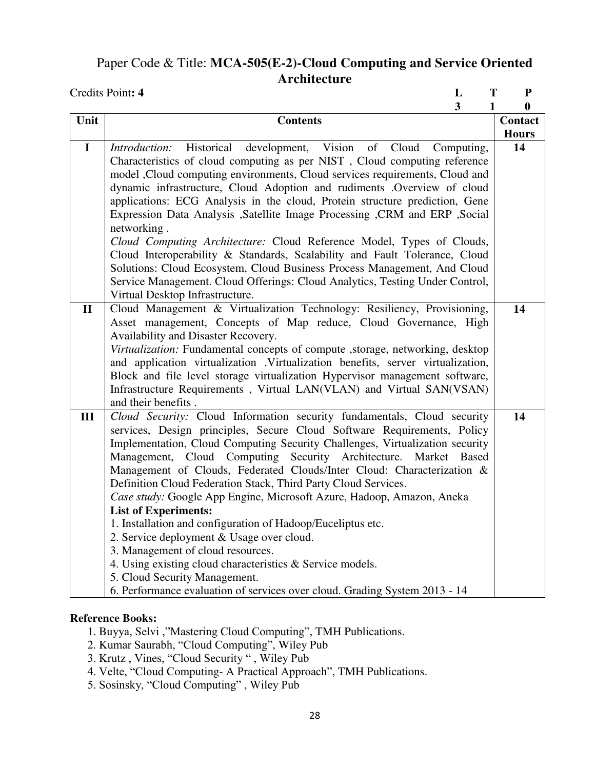## Paper Code & Title: **MCA-505(E-2)-Cloud Computing and Service Oriented Architecture**

Credits Point**: 4**

| L | T | P |
|---|---|---|
| 3 | 1 | 0 |

| Unit | Contents | Contact Hours |
|---|---|---|
| **I** | *Introduction:* Historical development, Vision of Cloud Computing, Characteristics of cloud computing as per NIST , Cloud computing reference model ,Cloud computing environments, Cloud services requirements, Cloud and dynamic infrastructure, Cloud Adoption and rudiments .Overview of cloud applications: ECG Analysis in the cloud, Protein structure prediction, Gene Expression Data Analysis ,Satellite Image Processing ,CRM and ERP ,Social networking .<br>*Cloud Computing Architecture:* Cloud Reference Model, Types of Clouds, Cloud Interoperability & Standards, Scalability and Fault Tolerance, Cloud Solutions: Cloud Ecosystem, Cloud Business Process Management, And Cloud Service Management. Cloud Offerings: Cloud Analytics, Testing Under Control, Virtual Desktop Infrastructure. | **14** |
| **II** | Cloud Management & Virtualization Technology: Resiliency, Provisioning, Asset management, Concepts of Map reduce, Cloud Governance, High Availability and Disaster Recovery.<br>*Virtualization:* Fundamental concepts of compute ,storage, networking, desktop and application virtualization .Virtualization benefits, server virtualization, Block and file level storage virtualization Hypervisor management software, Infrastructure Requirements , Virtual LAN(VLAN) and Virtual SAN(VSAN) and their benefits . | **14** |
| **III** | *Cloud Security:* Cloud Information security fundamentals, Cloud security services, Design principles, Secure Cloud Software Requirements, Policy Implementation, Cloud Computing Security Challenges, Virtualization security Management, Cloud Computing Security Architecture. Market Based Management of Clouds, Federated Clouds/Inter Cloud: Characterization & Definition Cloud Federation Stack, Third Party Cloud Services.<br>*Case study:* Google App Engine, Microsoft Azure, Hadoop, Amazon, Aneka<br>**List of Experiments:**<br>1. Installation and configuration of Hadoop/Euceliptus etc.<br>2. Service deployment & Usage over cloud.<br>3. Management of cloud resources.<br>4. Using existing cloud characteristics & Service models.<br>5. Cloud Security Management.<br>6. Performance evaluation of services over cloud. Grading System 2013 - 14 | **14** |

**Reference Books:**

1. Buyya, Selvi ,"Mastering Cloud Computing", TMH Publications.
2. Kumar Saurabh, "Cloud Computing", Wiley Pub
3. Krutz , Vines, "Cloud Security " , Wiley Pub
4. Velte, "Cloud Computing- A Practical Approach", TMH Publications.
5. Sosinsky, "Cloud Computing" , Wiley Pub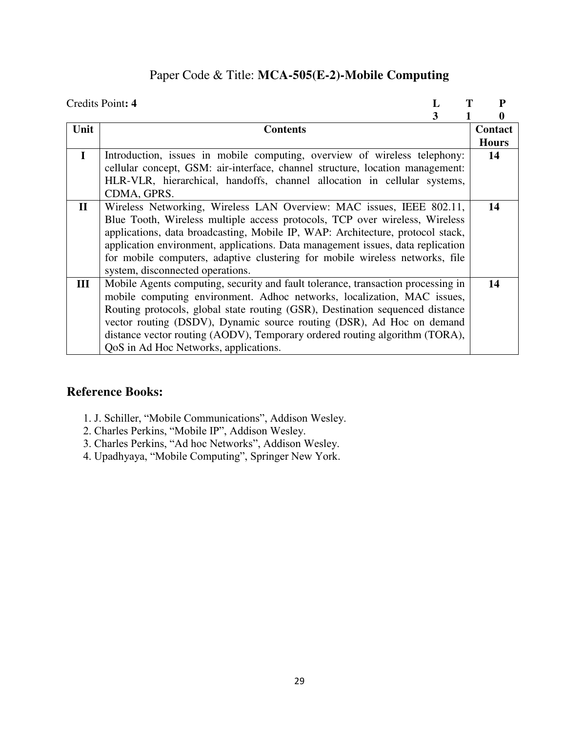Paper Code & Title: **MCA-505(E-2)-Mobile Computing**

Credits Point**: 4**

| L | T | P |
|---|---|---|
| 3 | 1 | 0 |

| Unit | Contents | Contact Hours |
|---|---|---|
| I | Introduction, issues in mobile computing, overview of wireless telephony: cellular concept, GSM: air-interface, channel structure, location management: HLR-VLR, hierarchical, handoffs, channel allocation in cellular systems, CDMA, GPRS. | 14 |
| II | Wireless Networking, Wireless LAN Overview: MAC issues, IEEE 802.11, Blue Tooth, Wireless multiple access protocols, TCP over wireless, Wireless applications, data broadcasting, Mobile IP, WAP: Architecture, protocol stack, application environment, applications. Data management issues, data replication for mobile computers, adaptive clustering for mobile wireless networks, file system, disconnected operations. | 14 |
| III | Mobile Agents computing, security and fault tolerance, transaction processing in mobile computing environment. Adhoc networks, localization, MAC issues, Routing protocols, global state routing (GSR), Destination sequenced distance vector routing (DSDV), Dynamic source routing (DSR), Ad Hoc on demand distance vector routing (AODV), Temporary ordered routing algorithm (TORA), QoS in Ad Hoc Networks, applications. | 14 |

## Reference Books:

1. J. Schiller, “Mobile Communications”, Addison Wesley.
2. Charles Perkins, “Mobile IP”, Addison Wesley.
3. Charles Perkins, “Ad hoc Networks”, Addison Wesley.
4. Upadhyaya, “Mobile Computing”, Springer New York.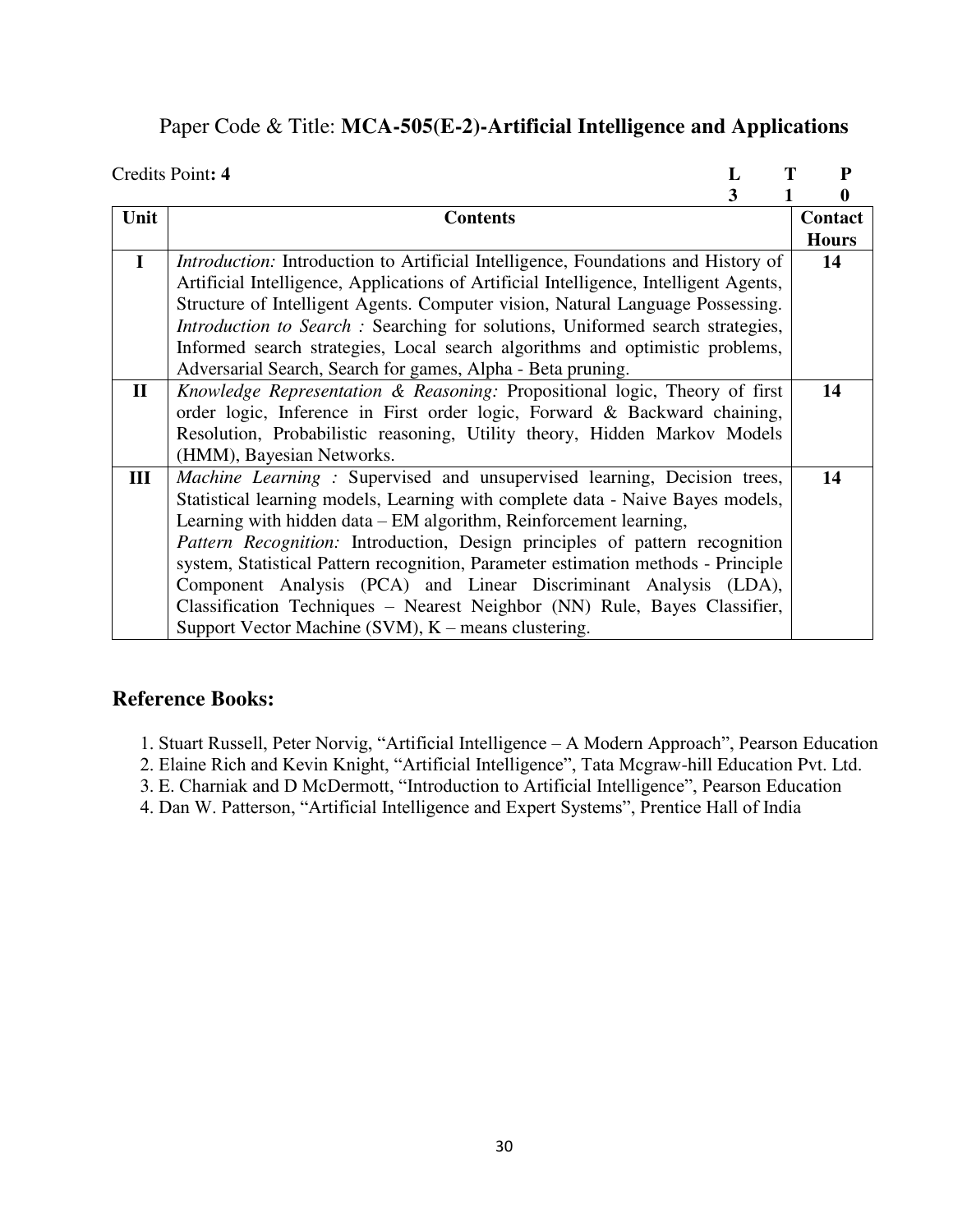Paper Code & Title: **MCA-505(E-2)-Artificial Intelligence and Applications**

Credits Point**: 4**

| L | T | P |
|---|---|---|
| 3 | 1 | 0 |

| Unit | Contents | Contact Hours |
|---|---|---|
| I | *Introduction:* Introduction to Artificial Intelligence, Foundations and History of Artificial Intelligence, Applications of Artificial Intelligence, Intelligent Agents, Structure of Intelligent Agents. Computer vision, Natural Language Possessing. *Introduction to Search :* Searching for solutions, Uniformed search strategies, Informed search strategies, Local search algorithms and optimistic problems, Adversarial Search, Search for games, Alpha - Beta pruning. | 14 |
| II | *Knowledge Representation & Reasoning:* Propositional logic, Theory of first order logic, Inference in First order logic, Forward & Backward chaining, Resolution, Probabilistic reasoning, Utility theory, Hidden Markov Models (HMM), Bayesian Networks. | 14 |
| III | *Machine Learning :* Supervised and unsupervised learning, Decision trees, Statistical learning models, Learning with complete data - Naive Bayes models, Learning with hidden data – EM algorithm, Reinforcement learning, *Pattern Recognition:* Introduction, Design principles of pattern recognition system, Statistical Pattern recognition, Parameter estimation methods - Principle Component Analysis (PCA) and Linear Discriminant Analysis (LDA), Classification Techniques – Nearest Neighbor (NN) Rule, Bayes Classifier, Support Vector Machine (SVM), K – means clustering. | 14 |

## Reference Books:

1. Stuart Russell, Peter Norvig, "Artificial Intelligence – A Modern Approach", Pearson Education
2. Elaine Rich and Kevin Knight, "Artificial Intelligence", Tata Mcgraw-hill Education Pvt. Ltd.
3. E. Charniak and D McDermott, "Introduction to Artificial Intelligence", Pearson Education
4. Dan W. Patterson, "Artificial Intelligence and Expert Systems", Prentice Hall of India